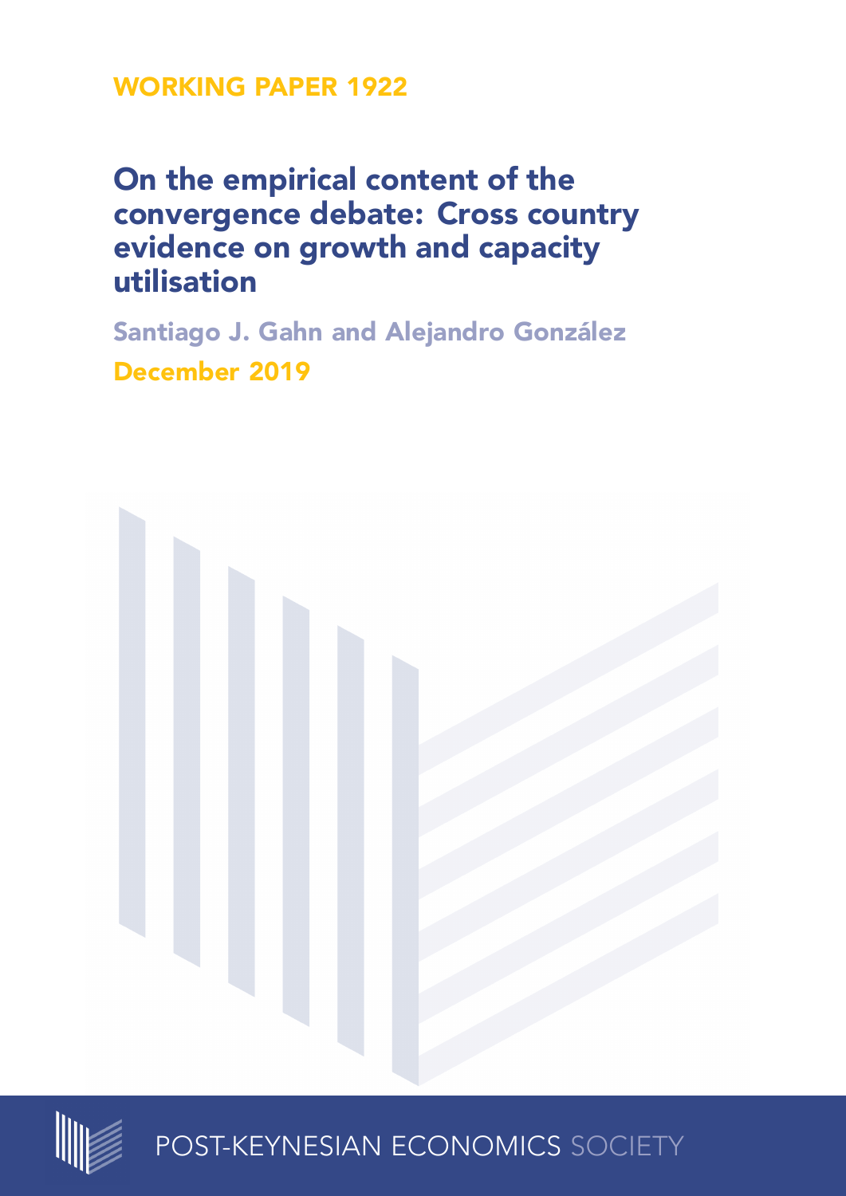WORKING PAPER 1922

# On the empirical content of the convergence debate: Cross country evidence on growth and capacity utilisation

Santiago J. Gahn and Alejandro González

December 2019

POST-KEYNESIAN ECONOMICS SOCIETY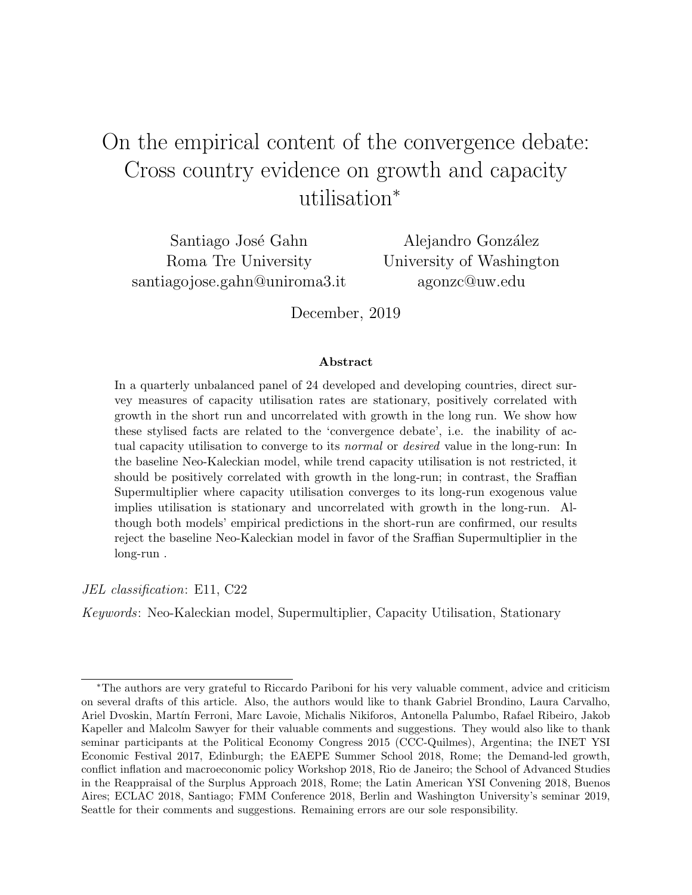# On the empirical content of the convergence debate: Cross country evidence on growth and capacity utilisation*

Santiago José Gahn
Roma Tre University
santiagojose.gahn@uniroma3.it

Alejandro González
University of Washington
agonzc@uw.edu

December, 2019

**Abstract**

In a quarterly unbalanced panel of 24 developed and developing countries, direct survey measures of capacity utilisation rates are stationary, positively correlated with growth in the short run and uncorrelated with growth in the long run. We show how these stylised facts are related to the 'convergence debate', i.e. the inability of actual capacity utilisation to converge to its *normal* or *desired* value in the long-run: In the baseline Neo-Kaleckian model, while trend capacity utilisation is not restricted, it should be positively correlated with growth in the long-run; in contrast, the Sraffian Supermultiplier where capacity utilisation converges to its long-run exogenous value implies utilisation is stationary and uncorrelated with growth in the long-run. Although both models' empirical predictions in the short-run are confirmed, our results reject the baseline Neo-Kaleckian model in favor of the Sraffian Supermultiplier in the long-run .

*JEL classification*: E11, C22

*Keywords*: Neo-Kaleckian model, Supermultiplier, Capacity Utilisation, Stationary

*The authors are very grateful to Riccardo Pariboni for his very valuable comment, advice and criticism on several drafts of this article. Also, the authors would like to thank Gabriel Brondino, Laura Carvalho, Ariel Dvoskin, Martín Ferroni, Marc Lavoie, Michalis Nikiforos, Antonella Palumbo, Rafael Ribeiro, Jakob Kapeller and Malcolm Sawyer for their valuable comments and suggestions. They would also like to thank seminar participants at the Political Economy Congress 2015 (CCC-Quilmes), Argentina; the INET YSI Economic Festival 2017, Edinburgh; the EAEPE Summer School 2018, Rome; the Demand-led growth, conflict inflation and macroeconomic policy Workshop 2018, Rio de Janeiro; the School of Advanced Studies in the Reappraisal of the Surplus Approach 2018, Rome; the Latin American YSI Convening 2018, Buenos Aires; ECLAC 2018, Santiago; FMM Conference 2018, Berlin and Washington University's seminar 2019, Seattle for their comments and suggestions. Remaining errors are our sole responsibility.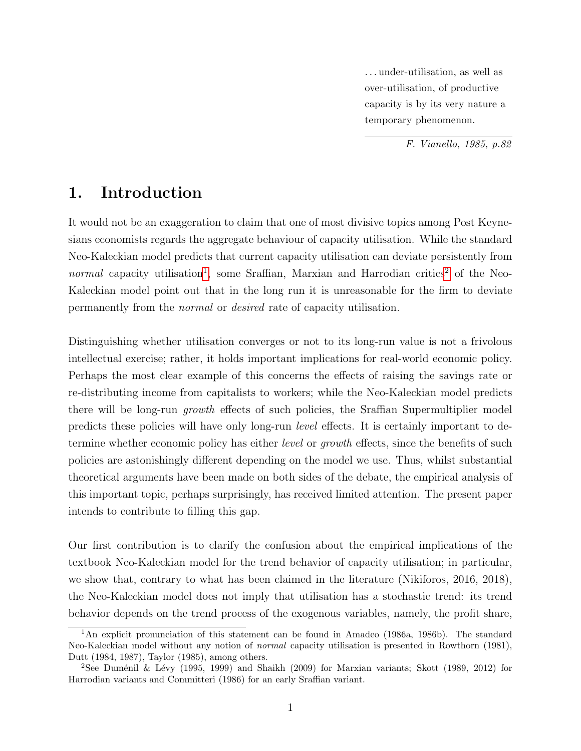> ... under-utilisation, as well as over-utilisation, of productive capacity is by its very nature a temporary phenomenon.
>
> *F. Vianello, 1985, p.82*

# 1. Introduction

It would not be an exaggeration to claim that one of most divisive topics among Post Keynesians economists regards the aggregate behaviour of capacity utilisation. While the standard Neo-Kaleckian model predicts that current capacity utilisation can deviate persistently from *normal* capacity utilisation[1], some Sraffian, Marxian and Harrodian critics[2] of the Neo-Kaleckian model point out that in the long run it is unreasonable for the firm to deviate permanently from the *normal* or *desired* rate of capacity utilisation.

Distinguishing whether utilisation converges or not to its long-run value is not a frivolous intellectual exercise; rather, it holds important implications for real-world economic policy. Perhaps the most clear example of this concerns the effects of raising the savings rate or re-distributing income from capitalists to workers; while the Neo-Kaleckian model predicts there will be long-run *growth* effects of such policies, the Sraffian Supermultiplier model predicts these policies will have only long-run *level* effects. It is certainly important to determine whether economic policy has either *level* or *growth* effects, since the benefits of such policies are astonishingly different depending on the model we use. Thus, whilst substantial theoretical arguments have been made on both sides of the debate, the empirical analysis of this important topic, perhaps surprisingly, has received limited attention. The present paper intends to contribute to filling this gap.

Our first contribution is to clarify the confusion about the empirical implications of the textbook Neo-Kaleckian model for the trend behavior of capacity utilisation; in particular, we show that, contrary to what has been claimed in the literature (Nikiforos, 2016, 2018), the Neo-Kaleckian model does not imply that utilisation has a stochastic trend: its trend behavior depends on the trend process of the exogenous variables, namely, the profit share,

[1] An explicit pronunciation of this statement can be found in Amadeo (1986a, 1986b). The standard Neo-Kaleckian model without any notion of *normal* capacity utilisation is presented in Rowthorn (1981), Dutt (1984, 1987), Taylor (1985), among others.

[2] See Duménil & Lévy (1995, 1999) and Shaikh (2009) for Marxian variants; Skott (1989, 2012) for Harrodian variants and Committeri (1986) for an early Sraffian variant.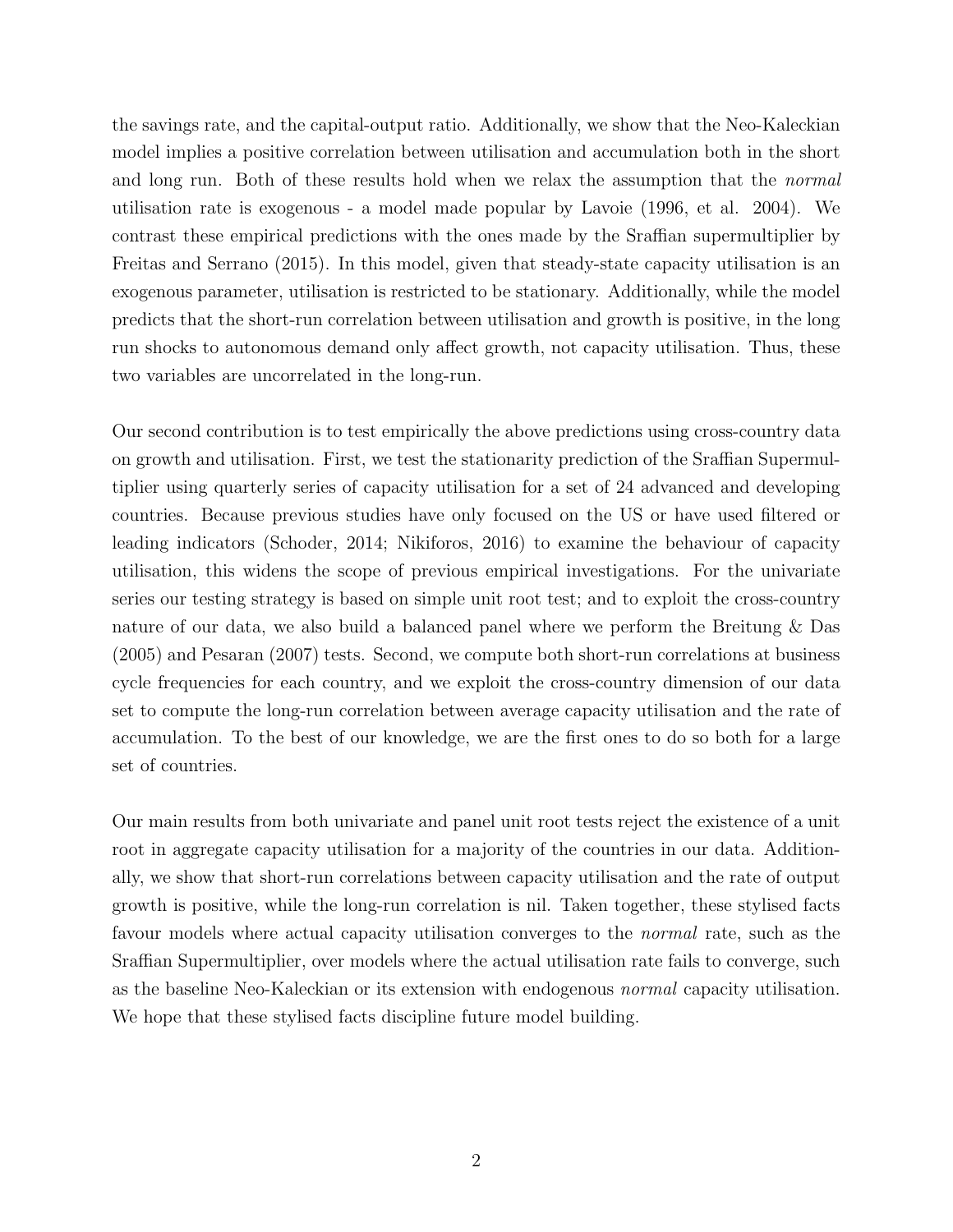the savings rate, and the capital-output ratio. Additionally, we show that the Neo-Kaleckian model implies a positive correlation between utilisation and accumulation both in the short and long run. Both of these results hold when we relax the assumption that the *normal* utilisation rate is exogenous - a model made popular by Lavoie (1996, et al. 2004). We contrast these empirical predictions with the ones made by the Sraffian supermultiplier by Freitas and Serrano (2015). In this model, given that steady-state capacity utilisation is an exogenous parameter, utilisation is restricted to be stationary. Additionally, while the model predicts that the short-run correlation between utilisation and growth is positive, in the long run shocks to autonomous demand only affect growth, not capacity utilisation. Thus, these two variables are uncorrelated in the long-run.

Our second contribution is to test empirically the above predictions using cross-country data on growth and utilisation. First, we test the stationarity prediction of the Sraffian Supermultiplier using quarterly series of capacity utilisation for a set of 24 advanced and developing countries. Because previous studies have only focused on the US or have used filtered or leading indicators (Schoder, 2014; Nikiforos, 2016) to examine the behaviour of capacity utilisation, this widens the scope of previous empirical investigations. For the univariate series our testing strategy is based on simple unit root test; and to exploit the cross-country nature of our data, we also build a balanced panel where we perform the Breitung & Das (2005) and Pesaran (2007) tests. Second, we compute both short-run correlations at business cycle frequencies for each country, and we exploit the cross-country dimension of our data set to compute the long-run correlation between average capacity utilisation and the rate of accumulation. To the best of our knowledge, we are the first ones to do so both for a large set of countries.

Our main results from both univariate and panel unit root tests reject the existence of a unit root in aggregate capacity utilisation for a majority of the countries in our data. Additionally, we show that short-run correlations between capacity utilisation and the rate of output growth is positive, while the long-run correlation is nil. Taken together, these stylised facts favour models where actual capacity utilisation converges to the *normal* rate, such as the Sraffian Supermultiplier, over models where the actual utilisation rate fails to converge, such as the baseline Neo-Kaleckian or its extension with endogenous *normal* capacity utilisation. We hope that these stylised facts discipline future model building.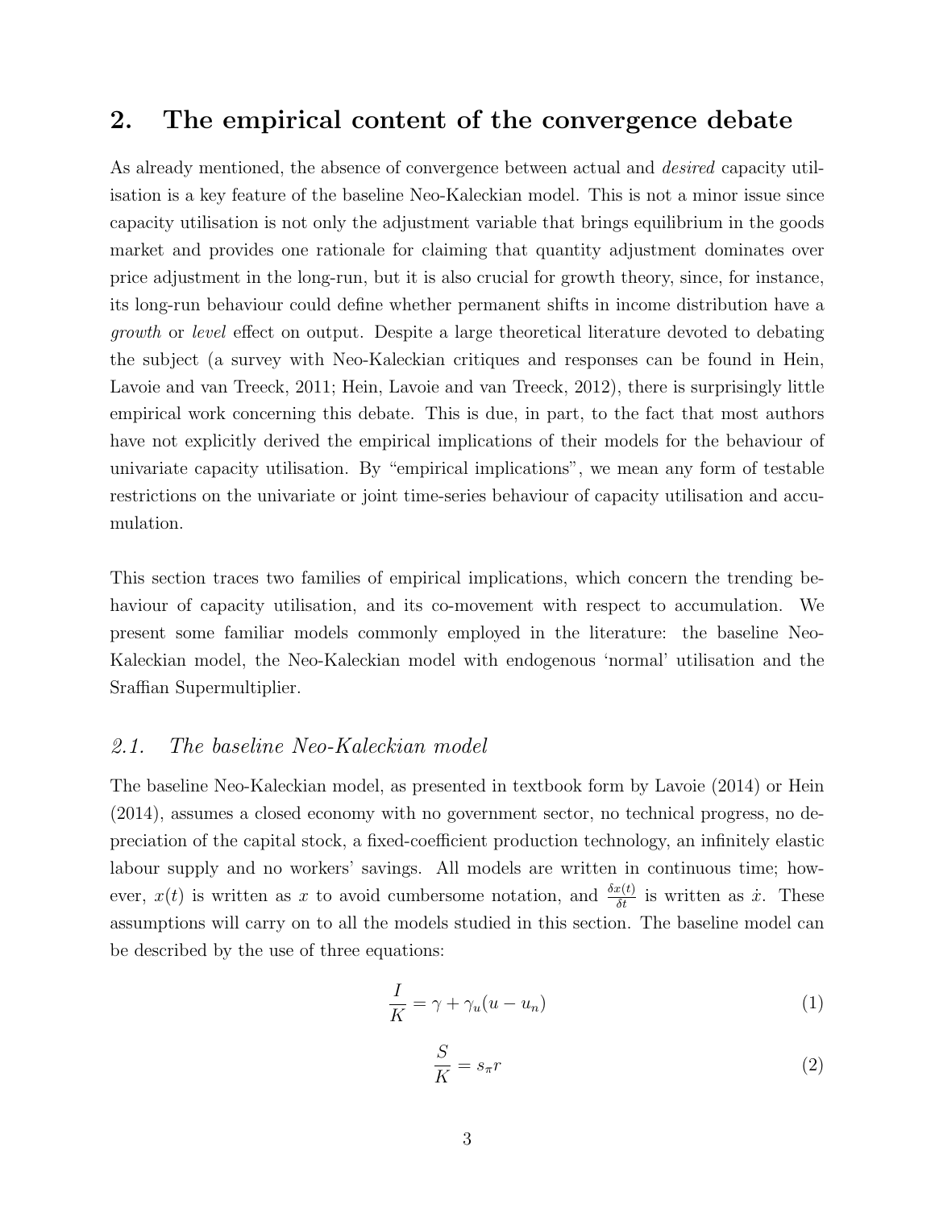# 2. The empirical content of the convergence debate

As already mentioned, the absence of convergence between actual and *desired* capacity utilisation is a key feature of the baseline Neo-Kaleckian model. This is not a minor issue since capacity utilisation is not only the adjustment variable that brings equilibrium in the goods market and provides one rationale for claiming that quantity adjustment dominates over price adjustment in the long-run, but it is also crucial for growth theory, since, for instance, its long-run behaviour could define whether permanent shifts in income distribution have a *growth* or *level* effect on output. Despite a large theoretical literature devoted to debating the subject (a survey with Neo-Kaleckian critiques and responses can be found in Hein, Lavoie and van Treeck, 2011; Hein, Lavoie and van Treeck, 2012), there is surprisingly little empirical work concerning this debate. This is due, in part, to the fact that most authors have not explicitly derived the empirical implications of their models for the behaviour of univariate capacity utilisation. By "empirical implications", we mean any form of testable restrictions on the univariate or joint time-series behaviour of capacity utilisation and accumulation.

This section traces two families of empirical implications, which concern the trending behaviour of capacity utilisation, and its co-movement with respect to accumulation. We present some familiar models commonly employed in the literature: the baseline Neo-Kaleckian model, the Neo-Kaleckian model with endogenous 'normal' utilisation and the Sraffian Supermultiplier.

## 2.1. The baseline Neo-Kaleckian model

The baseline Neo-Kaleckian model, as presented in textbook form by Lavoie (2014) or Hein (2014), assumes a closed economy with no government sector, no technical progress, no depreciation of the capital stock, a fixed-coefficient production technology, an infinitely elastic labour supply and no workers' savings. All models are written in continuous time; however, $x(t)$ is written as $x$ to avoid cumbersome notation, and $\frac{\delta x(t)}{\delta t}$ is written as $\dot{x}$. These assumptions will carry on to all the models studied in this section. The baseline model can be described by the use of three equations:

$$\frac{I}{K} = \gamma + \gamma_u(u - u_n) \tag{1}$$

$$\frac{S}{K} = s_\pi r \tag{2}$$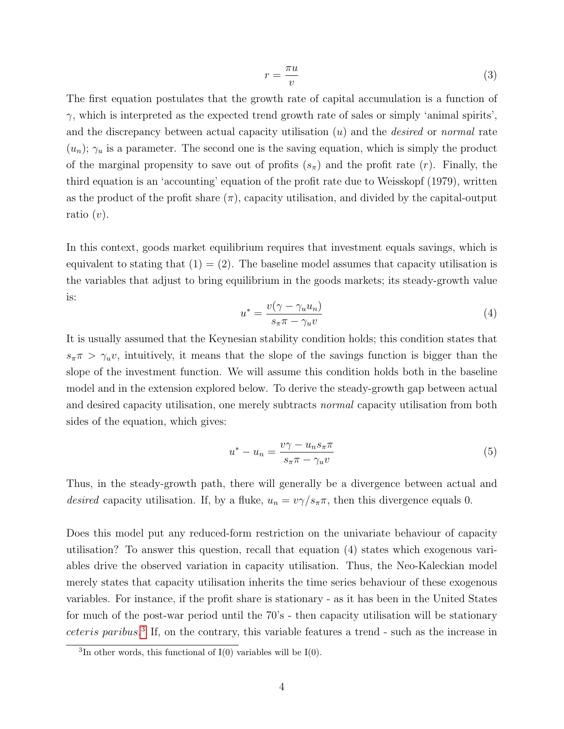$$r = \frac{\pi u}{v} \tag{3}$$

The first equation postulates that the growth rate of capital accumulation is a function of $\gamma$, which is interpreted as the expected trend growth rate of sales or simply 'animal spirits', and the discrepancy between actual capacity utilisation ($u$) and the *desired* or *normal* rate ($u_n$); $\gamma_u$ is a parameter. The second one is the saving equation, which is simply the product of the marginal propensity to save out of profits ($s_\pi$) and the profit rate ($r$). Finally, the third equation is an 'accounting' equation of the profit rate due to Weisskopf (1979), written as the product of the profit share ($\pi$), capacity utilisation, and divided by the capital-output ratio ($v$).

In this context, goods market equilibrium requires that investment equals savings, which is equivalent to stating that (1) = (2). The baseline model assumes that capacity utilisation is the variables that adjust to bring equilibrium in the goods markets; its steady-growth value is:

$$u^* = \frac{v(\gamma - \gamma_u u_n)}{s_\pi \pi - \gamma_u v} \tag{4}$$

It is usually assumed that the Keynesian stability condition holds; this condition states that $s_\pi \pi > \gamma_u v$, intuitively, it means that the slope of the savings function is bigger than the slope of the investment function. We will assume this condition holds both in the baseline model and in the extension explored below. To derive the steady-growth gap between actual and desired capacity utilisation, one merely subtracts *normal* capacity utilisation from both sides of the equation, which gives:

$$u^* - u_n = \frac{v\gamma - u_n s_\pi \pi}{s_\pi \pi - \gamma_u v} \tag{5}$$

Thus, in the steady-growth path, there will generally be a divergence between actual and *desired* capacity utilisation. If, by a fluke, $u_n = v\gamma / s_\pi \pi$, then this divergence equals 0.

Does this model put any reduced-form restriction on the univariate behaviour of capacity utilisation? To answer this question, recall that equation (4) states which exogenous variables drive the observed variation in capacity utilisation. Thus, the Neo-Kaleckian model merely states that capacity utilisation inherits the time series behaviour of these exogenous variables. For instance, if the profit share is stationary - as it has been in the United States for much of the post-war period until the 70's - then capacity utilisation will be stationary *ceteris paribus*.[3] If, on the contrary, this variable features a trend - such as the increase in

[3] In other words, this functional of I(0) variables will be I(0).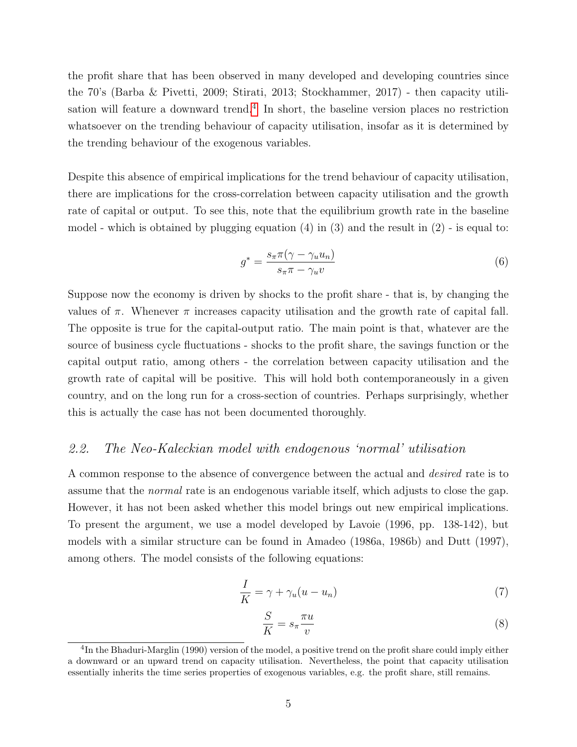the profit share that has been observed in many developed and developing countries since the 70's (Barba & Pivetti, 2009; Stirati, 2013; Stockhammer, 2017) - then capacity utilisation will feature a downward trend.[4] In short, the baseline version places no restriction whatsoever on the trending behaviour of capacity utilisation, insofar as it is determined by the trending behaviour of the exogenous variables.

Despite this absence of empirical implications for the trend behaviour of capacity utilisation, there are implications for the cross-correlation between capacity utilisation and the growth rate of capital or output. To see this, note that the equilibrium growth rate in the baseline model - which is obtained by plugging equation (4) in (3) and the result in (2) - is equal to:

$$g^* = \frac{s_\pi \pi(\gamma - \gamma_u u_n)}{s_\pi \pi - \gamma_u v} \tag{6}$$

Suppose now the economy is driven by shocks to the profit share - that is, by changing the values of $\pi$. Whenever $\pi$ increases capacity utilisation and the growth rate of capital fall. The opposite is true for the capital-output ratio. The main point is that, whatever are the source of business cycle fluctuations - shocks to the profit share, the savings function or the capital output ratio, among others - the correlation between capacity utilisation and the growth rate of capital will be positive. This will hold both contemporaneously in a given country, and on the long run for a cross-section of countries. Perhaps surprisingly, whether this is actually the case has not been documented thoroughly.

### *2.2. The Neo-Kaleckian model with endogenous 'normal' utilisation*

A common response to the absence of convergence between the actual and *desired* rate is to assume that the *normal* rate is an endogenous variable itself, which adjusts to close the gap. However, it has not been asked whether this model brings out new empirical implications. To present the argument, we use a model developed by Lavoie (1996, pp. 138-142), but models with a similar structure can be found in Amadeo (1986a, 1986b) and Dutt (1997), among others. The model consists of the following equations:

$$\frac{I}{K} = \gamma + \gamma_u(u - u_n) \tag{7}$$

$$\frac{S}{K} = s_\pi \frac{\pi u}{v} \tag{8}$$

[4] In the Bhaduri-Marglin (1990) version of the model, a positive trend on the profit share could imply either a downward or an upward trend on capacity utilisation. Nevertheless, the point that capacity utilisation essentially inherits the time series properties of exogenous variables, e.g. the profit share, still remains.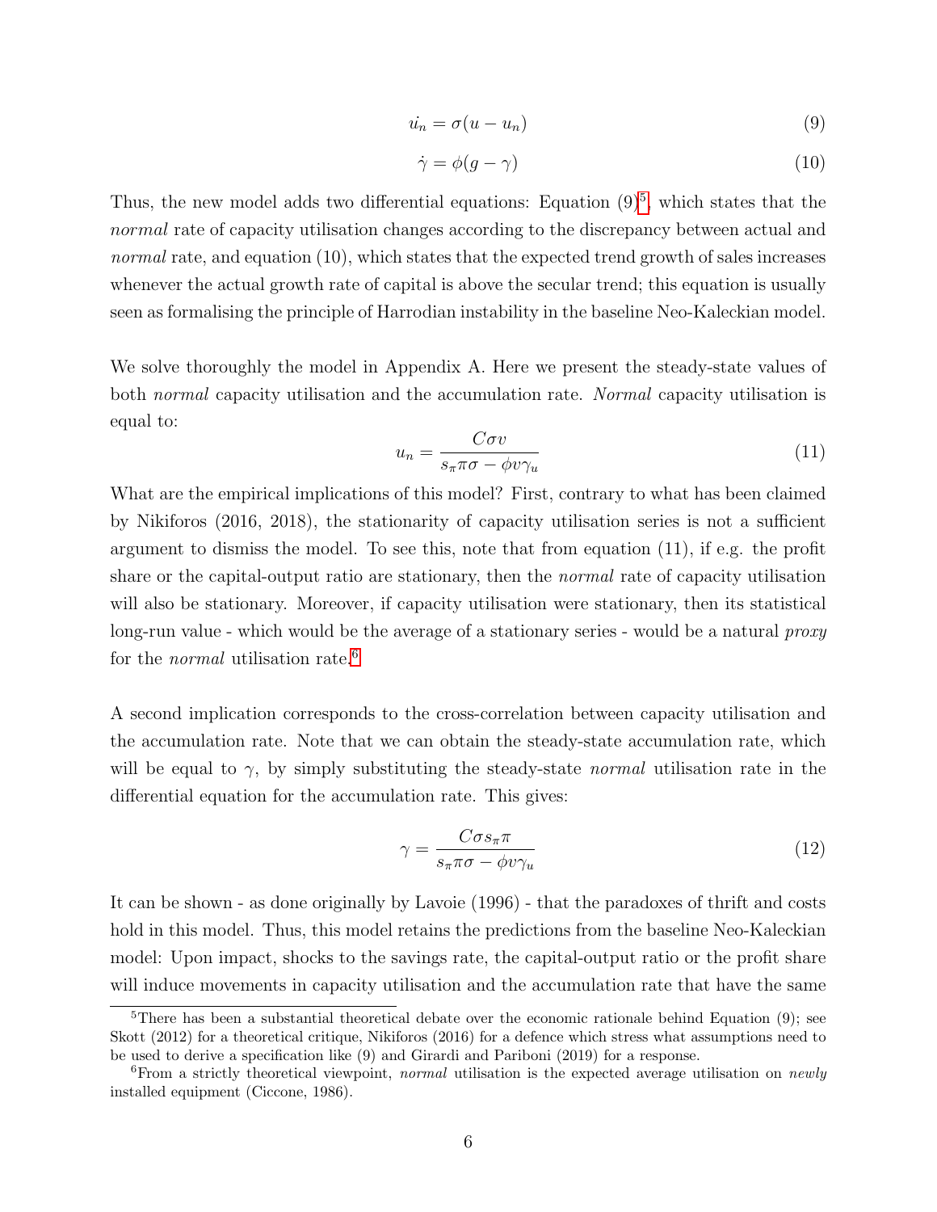$$\dot{u_n} = \sigma(u - u_n) \tag{9}$$

$$\dot{\gamma} = \phi(g - \gamma) \tag{10}$$

Thus, the new model adds two differential equations: Equation (9)[5], which states that the *normal* rate of capacity utilisation changes according to the discrepancy between actual and *normal* rate, and equation (10), which states that the expected trend growth of sales increases whenever the actual growth rate of capital is above the secular trend; this equation is usually seen as formalising the principle of Harrodian instability in the baseline Neo-Kaleckian model.

We solve thoroughly the model in Appendix A. Here we present the steady-state values of both *normal* capacity utilisation and the accumulation rate. *Normal* capacity utilisation is equal to:

$$u_n = \frac{C\sigma v}{s_\pi \pi \sigma - \phi v \gamma_u} \tag{11}$$

What are the empirical implications of this model? First, contrary to what has been claimed by Nikiforos (2016, 2018), the stationarity of capacity utilisation series is not a sufficient argument to dismiss the model. To see this, note that from equation (11), if e.g. the profit share or the capital-output ratio are stationary, then the *normal* rate of capacity utilisation will also be stationary. Moreover, if capacity utilisation were stationary, then its statistical long-run value - which would be the average of a stationary series - would be a natural *proxy* for the *normal* utilisation rate.[6]

A second implication corresponds to the cross-correlation between capacity utilisation and the accumulation rate. Note that we can obtain the steady-state accumulation rate, which will be equal to $\gamma$, by simply substituting the steady-state *normal* utilisation rate in the differential equation for the accumulation rate. This gives:

$$\gamma = \frac{C\sigma s_\pi \pi}{s_\pi \pi \sigma - \phi v \gamma_u} \tag{12}$$

It can be shown - as done originally by Lavoie (1996) - that the paradoxes of thrift and costs hold in this model. Thus, this model retains the predictions from the baseline Neo-Kaleckian model: Upon impact, shocks to the savings rate, the capital-output ratio or the profit share will induce movements in capacity utilisation and the accumulation rate that have the same

---

[5] There has been a substantial theoretical debate over the economic rationale behind Equation (9); see Skott (2012) for a theoretical critique, Nikiforos (2016) for a defence which stress what assumptions need to be used to derive a specification like (9) and Girardi and Pariboni (2019) for a response.

[6] From a strictly theoretical viewpoint, *normal* utilisation is the expected average utilisation on *newly* installed equipment (Ciccone, 1986).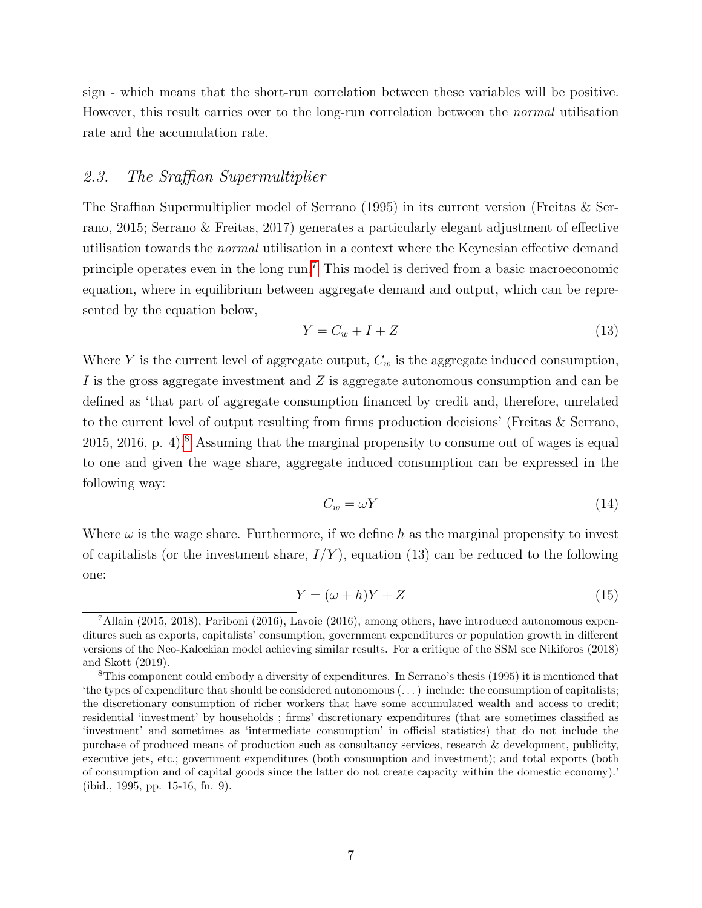sign - which means that the short-run correlation between these variables will be positive. However, this result carries over to the long-run correlation between the *normal* utilisation rate and the accumulation rate.

### 2.3. *The Sraffian Supermultiplier*

The Sraffian Supermultiplier model of Serrano (1995) in its current version (Freitas & Serrano, 2015; Serrano & Freitas, 2017) generates a particularly elegant adjustment of effective utilisation towards the *normal* utilisation in a context where the Keynesian effective demand principle operates even in the long run.[7] This model is derived from a basic macroeconomic equation, where in equilibrium between aggregate demand and output, which can be represented by the equation below,

$$Y = C_w + I + Z \tag{13}$$

Where $Y$ is the current level of aggregate output, $C_w$ is the aggregate induced consumption, $I$ is the gross aggregate investment and $Z$ is aggregate autonomous consumption and can be defined as 'that part of aggregate consumption financed by credit and, therefore, unrelated to the current level of output resulting from firms production decisions' (Freitas & Serrano, 2015, 2016, p. 4).[8] Assuming that the marginal propensity to consume out of wages is equal to one and given the wage share, aggregate induced consumption can be expressed in the following way:

$$C_w = \omega Y \tag{14}$$

Where $\omega$ is the wage share. Furthermore, if we define $h$ as the marginal propensity to invest of capitalists (or the investment share, $I/Y$), equation (13) can be reduced to the following one:

$$Y = (\omega + h)Y + Z \tag{15}$$

---

[7] Allain (2015, 2018), Pariboni (2016), Lavoie (2016), among others, have introduced autonomous expenditures such as exports, capitalists' consumption, government expenditures or population growth in different versions of the Neo-Kaleckian model achieving similar results. For a critique of the SSM see Nikiforos (2018) and Skott (2019).

[8] This component could embody a diversity of expenditures. In Serrano's thesis (1995) it is mentioned that 'the types of expenditure that should be considered autonomous (. . . ) include: the consumption of capitalists; the discretionary consumption of richer workers that have some accumulated wealth and access to credit; residential 'investment' by households ; firms' discretionary expenditures (that are sometimes classified as 'investment' and sometimes as 'intermediate consumption' in official statistics) that do not include the purchase of produced means of production such as consultancy services, research & development, publicity, executive jets, etc.; government expenditures (both consumption and investment); and total exports (both of consumption and of capital goods since the latter do not create capacity within the domestic economy).' (ibid., 1995, pp. 15-16, fn. 9).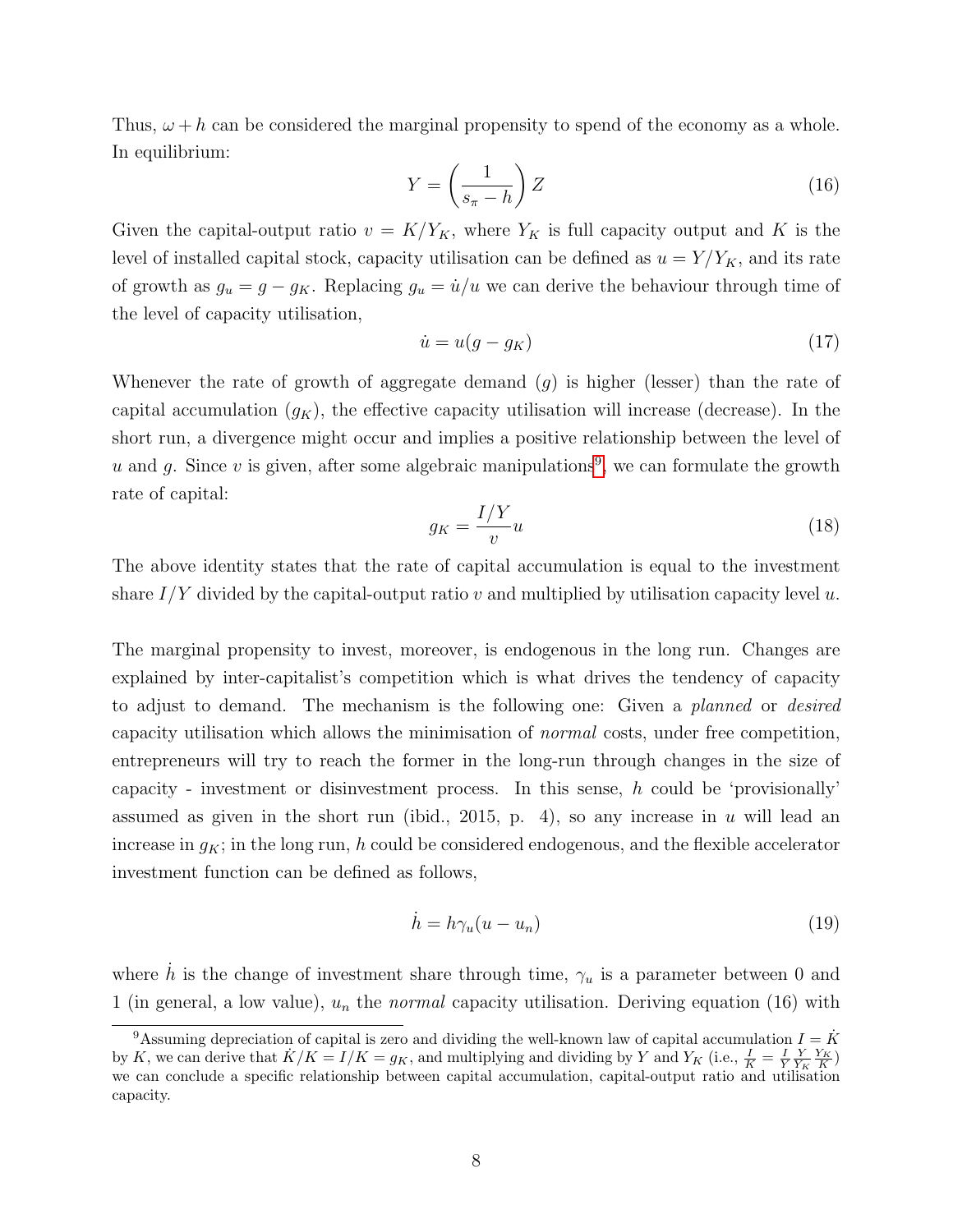Thus, $\omega + h$ can be considered the marginal propensity to spend of the economy as a whole. In equilibrium:

$$Y = \left(\frac{1}{s_\pi - h}\right) Z \tag{16}$$

Given the capital-output ratio $v = K/Y_K$, where $Y_K$ is full capacity output and $K$ is the level of installed capital stock, capacity utilisation can be defined as $u = Y/Y_K$, and its rate of growth as $g_u = g - g_K$. Replacing $g_u = \dot{u}/u$ we can derive the behaviour through time of the level of capacity utilisation,

$$\dot{u} = u(g - g_K) \tag{17}$$

Whenever the rate of growth of aggregate demand ($g$) is higher (lesser) than the rate of capital accumulation ($g_K$), the effective capacity utilisation will increase (decrease). In the short run, a divergence might occur and implies a positive relationship between the level of $u$ and $g$. Since $v$ is given, after some algebraic manipulations[9], we can formulate the growth rate of capital:

$$g_K = \frac{I/Y}{v} u \tag{18}$$

The above identity states that the rate of capital accumulation is equal to the investment share $I/Y$ divided by the capital-output ratio $v$ and multiplied by utilisation capacity level $u$.

The marginal propensity to invest, moreover, is endogenous in the long run. Changes are explained by inter-capitalist's competition which is what drives the tendency of capacity to adjust to demand. The mechanism is the following one: Given a *planned* or *desired* capacity utilisation which allows the minimisation of *normal* costs, under free competition, entrepreneurs will try to reach the former in the long-run through changes in the size of capacity - investment or disinvestment process. In this sense, $h$ could be 'provisionally' assumed as given in the short run (ibid., 2015, p. 4), so any increase in $u$ will lead an increase in $g_K$; in the long run, $h$ could be considered endogenous, and the flexible accelerator investment function can be defined as follows,

$$\dot{h} = h\gamma_u(u - u_n) \tag{19}$$

where $\dot{h}$ is the change of investment share through time, $\gamma_u$ is a parameter between 0 and 1 (in general, a low value), $u_n$ the *normal* capacity utilisation. Deriving equation (16) with

[9] Assuming depreciation of capital is zero and dividing the well-known law of capital accumulation $I = \dot{K}$ by $K$, we can derive that $\dot{K}/K = I/K = g_K$, and multiplying and dividing by $Y$ and $Y_K$ (i.e., $\frac{I}{K} = \frac{I}{Y}\frac{Y}{Y_K}\frac{Y_K}{K}$) we can conclude a specific relationship between capital accumulation, capital-output ratio and utilisation capacity.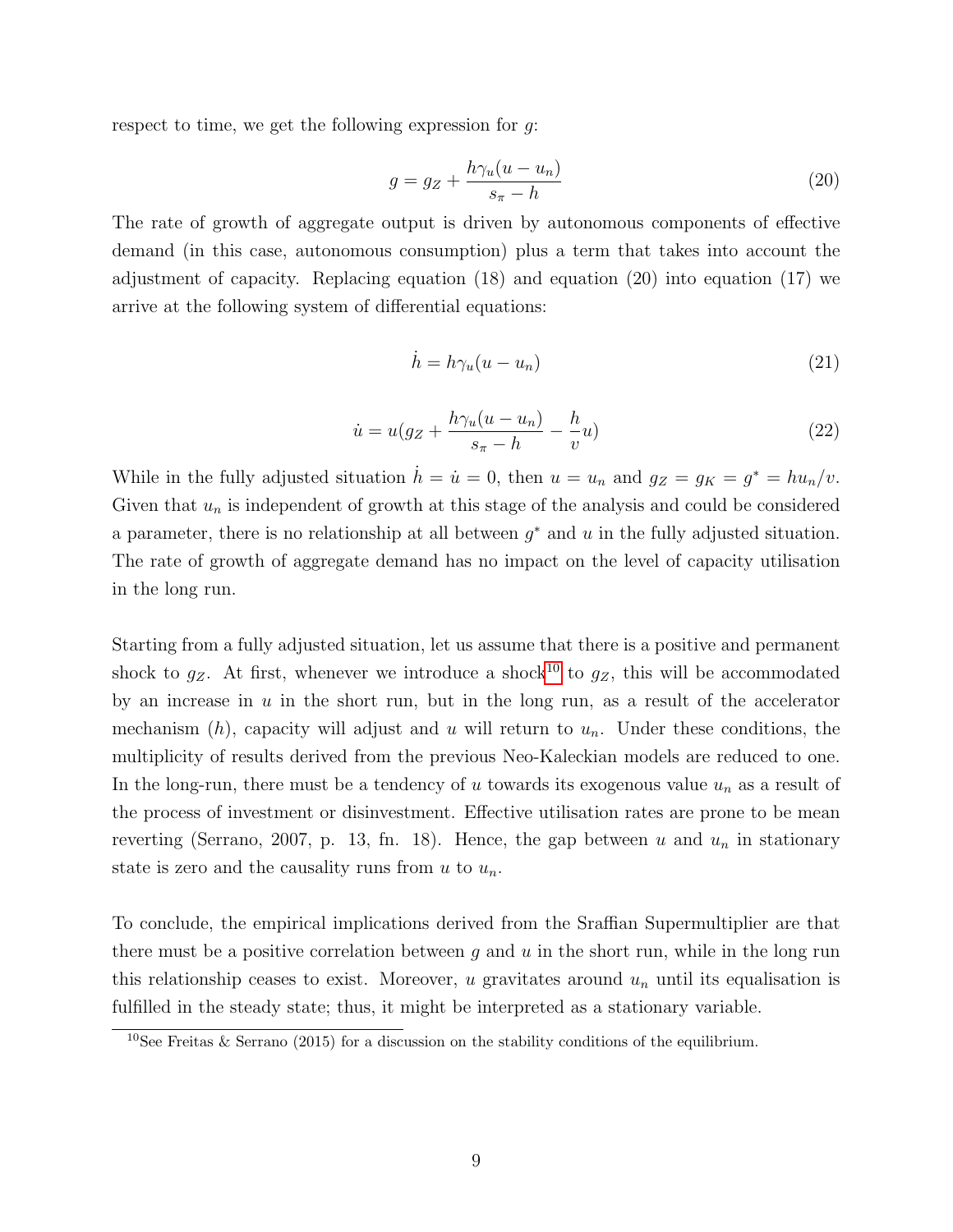respect to time, we get the following expression for $g$:

$$g = g_Z + \frac{h\gamma_u(u - u_n)}{s_\pi - h} \tag{20}$$

The rate of growth of aggregate output is driven by autonomous components of effective demand (in this case, autonomous consumption) plus a term that takes into account the adjustment of capacity. Replacing equation (18) and equation (20) into equation (17) we arrive at the following system of differential equations:

$$\dot{h} = h\gamma_u(u - u_n) \tag{21}$$

$$\dot{u} = u(g_Z + \frac{h\gamma_u(u - u_n)}{s_\pi - h} - \frac{h}{v}u) \tag{22}$$

While in the fully adjusted situation $\dot{h} = \dot{u} = 0$, then $u = u_n$ and $g_Z = g_K = g^* = hu_n/v$. Given that $u_n$ is independent of growth at this stage of the analysis and could be considered a parameter, there is no relationship at all between $g^*$ and $u$ in the fully adjusted situation. The rate of growth of aggregate demand has no impact on the level of capacity utilisation in the long run.

Starting from a fully adjusted situation, let us assume that there is a positive and permanent shock to $g_Z$. At first, whenever we introduce a shock[10] to $g_Z$, this will be accommodated by an increase in $u$ in the short run, but in the long run, as a result of the accelerator mechanism ($h$), capacity will adjust and $u$ will return to $u_n$. Under these conditions, the multiplicity of results derived from the previous Neo-Kaleckian models are reduced to one. In the long-run, there must be a tendency of $u$ towards its exogenous value $u_n$ as a result of the process of investment or disinvestment. Effective utilisation rates are prone to be mean reverting (Serrano, 2007, p. 13, fn. 18). Hence, the gap between $u$ and $u_n$ in stationary state is zero and the causality runs from $u$ to $u_n$.

To conclude, the empirical implications derived from the Sraffian Supermultiplier are that there must be a positive correlation between $g$ and $u$ in the short run, while in the long run this relationship ceases to exist. Moreover, $u$ gravitates around $u_n$ until its equalisation is fulfilled in the steady state; thus, it might be interpreted as a stationary variable.

[10] See Freitas & Serrano (2015) for a discussion on the stability conditions of the equilibrium.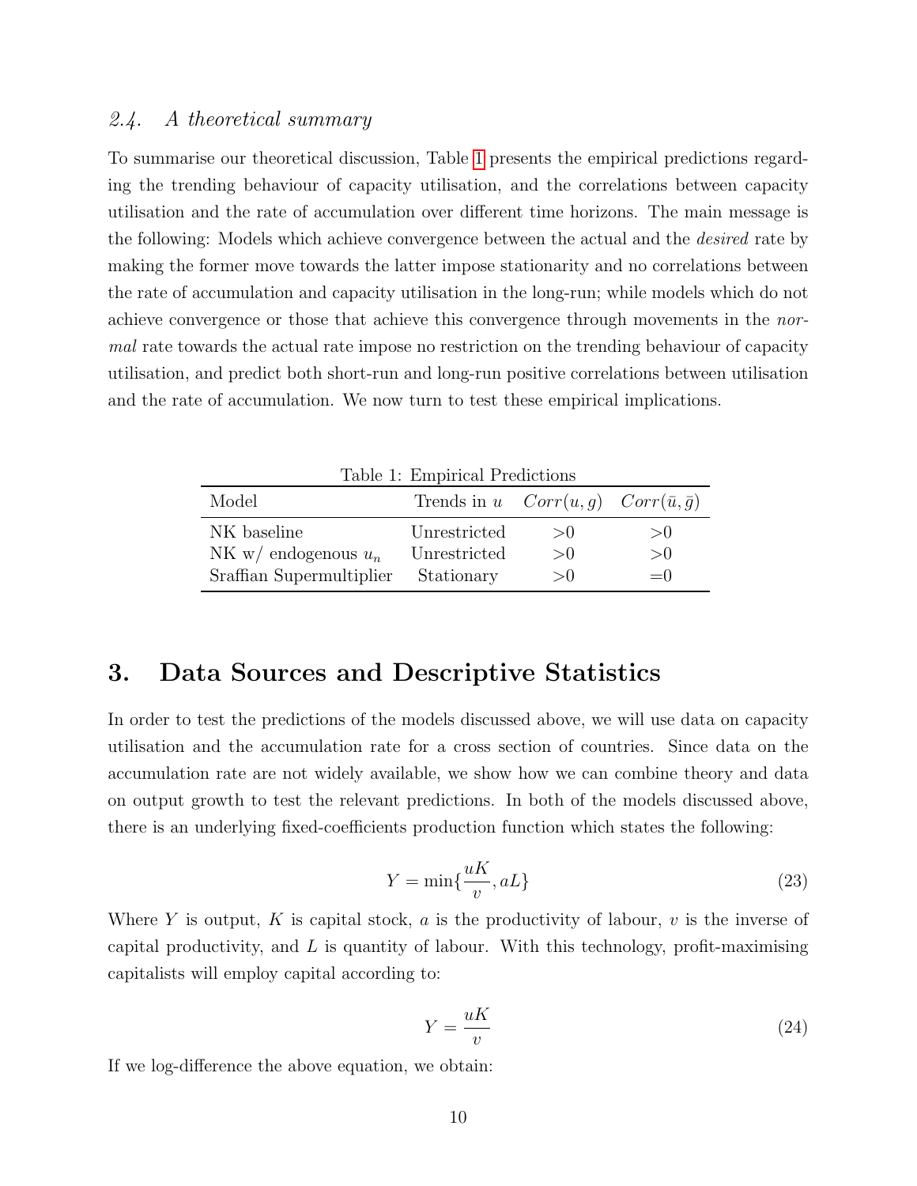### 2.4. *A theoretical summary*

To summarise our theoretical discussion, Table 1 presents the empirical predictions regarding the trending behaviour of capacity utilisation, and the correlations between capacity utilisation and the rate of accumulation over different time horizons. The main message is the following: Models which achieve convergence between the actual and the *desired* rate by making the former move towards the latter impose stationarity and no correlations between the rate of accumulation and capacity utilisation in the long-run; while models which do not achieve convergence or those that achieve this convergence through movements in the *normal* rate towards the actual rate impose no restriction on the trending behaviour of capacity utilisation, and predict both short-run and long-run positive correlations between utilisation and the rate of accumulation. We now turn to test these empirical implications.

Table 1: Empirical Predictions

| Model | Trends in $u$ | $Corr(u, g)$ | $Corr(\bar{u}, \bar{g})$ |
|---|---|---|---|
| NK baseline | Unrestricted | $>0$ | $>0$ |
| NK w/ endogenous $u_n$ | Unrestricted | $>0$ | $>0$ |
| Sraffian Supermultiplier | Stationary | $>0$ | $=0$ |

## 3. Data Sources and Descriptive Statistics

In order to test the predictions of the models discussed above, we will use data on capacity utilisation and the accumulation rate for a cross section of countries. Since data on the accumulation rate are not widely available, we show how we can combine theory and data on output growth to test the relevant predictions. In both of the models discussed above, there is an underlying fixed-coefficients production function which states the following:

$$Y = \min\{\frac{uK}{v}, aL\} \tag{23}$$

Where $Y$ is output, $K$ is capital stock, $a$ is the productivity of labour, $v$ is the inverse of capital productivity, and $L$ is quantity of labour. With this technology, profit-maximising capitalists will employ capital according to:

$$Y = \frac{uK}{v} \tag{24}$$

If we log-difference the above equation, we obtain: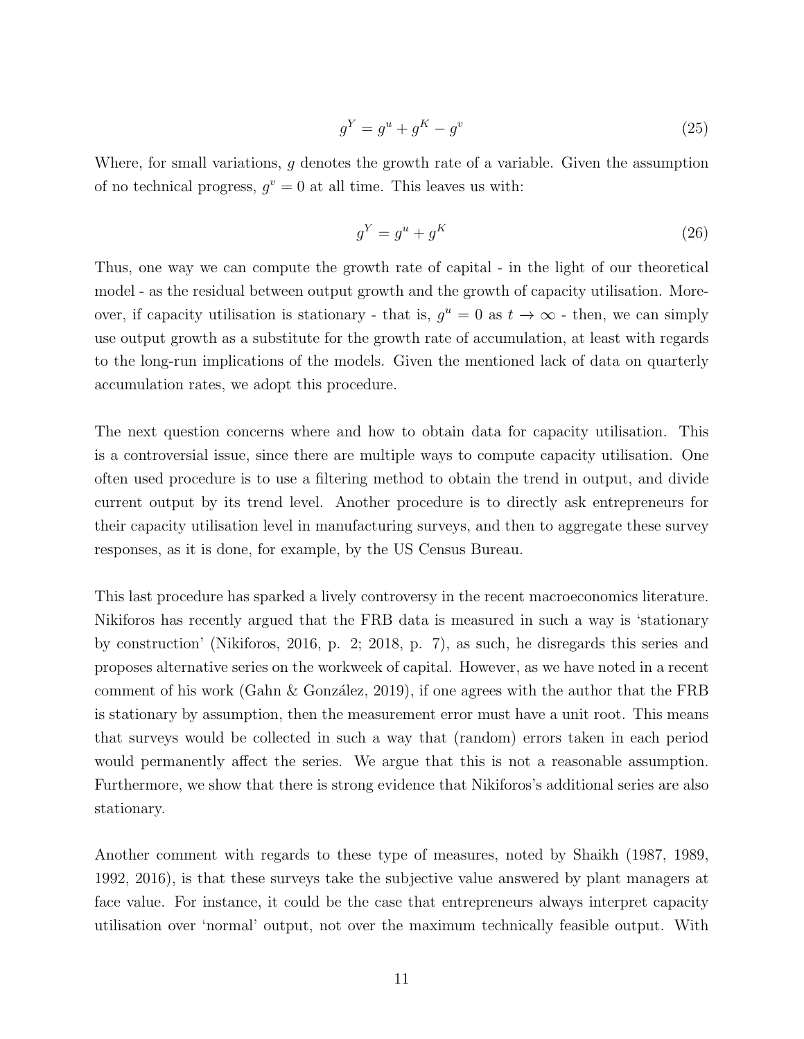$$g^Y = g^u + g^K - g^v \tag{25}$$

Where, for small variations, $g$ denotes the growth rate of a variable. Given the assumption of no technical progress, $g^v = 0$ at all time. This leaves us with:

$$g^Y = g^u + g^K \tag{26}$$

Thus, one way we can compute the growth rate of capital - in the light of our theoretical model - as the residual between output growth and the growth of capacity utilisation. Moreover, if capacity utilisation is stationary - that is, $g^u = 0$ as $t \to \infty$ - then, we can simply use output growth as a substitute for the growth rate of accumulation, at least with regards to the long-run implications of the models. Given the mentioned lack of data on quarterly accumulation rates, we adopt this procedure.

The next question concerns where and how to obtain data for capacity utilisation. This is a controversial issue, since there are multiple ways to compute capacity utilisation. One often used procedure is to use a filtering method to obtain the trend in output, and divide current output by its trend level. Another procedure is to directly ask entrepreneurs for their capacity utilisation level in manufacturing surveys, and then to aggregate these survey responses, as it is done, for example, by the US Census Bureau.

This last procedure has sparked a lively controversy in the recent macroeconomics literature. Nikiforos has recently argued that the FRB data is measured in such a way is 'stationary by construction' (Nikiforos, 2016, p. 2; 2018, p. 7), as such, he disregards this series and proposes alternative series on the workweek of capital. However, as we have noted in a recent comment of his work (Gahn & González, 2019), if one agrees with the author that the FRB is stationary by assumption, then the measurement error must have a unit root. This means that surveys would be collected in such a way that (random) errors taken in each period would permanently affect the series. We argue that this is not a reasonable assumption. Furthermore, we show that there is strong evidence that Nikiforos's additional series are also stationary.

Another comment with regards to these type of measures, noted by Shaikh (1987, 1989, 1992, 2016), is that these surveys take the subjective value answered by plant managers at face value. For instance, it could be the case that entrepreneurs always interpret capacity utilisation over 'normal' output, not over the maximum technically feasible output. With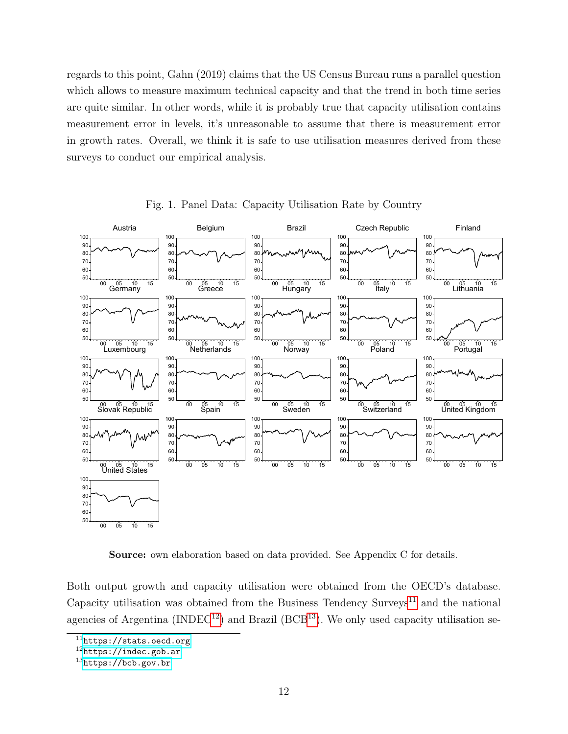regards to this point, Gahn (2019) claims that the US Census Bureau runs a parallel question which allows to measure maximum technical capacity and that the trend in both time series are quite similar. In other words, while it is probably true that capacity utilisation contains measurement error in levels, it's unreasonable to assume that there is measurement error in growth rates. Overall, we think it is safe to use utilisation measures derived from these surveys to conduct our empirical analysis.

Fig. 1. Panel Data: Capacity Utilisation Rate by Country

**Source:** own elaboration based on data provided. See Appendix C for details.

Both output growth and capacity utilisation were obtained from the OECD's database. Capacity utilisation was obtained from the Business Tendency Surveys[11] and the national agencies of Argentina (INDEC[12]) and Brazil (BCB[13]). We only used capacity utilisation se-

[11] https://stats.oecd.org
[12] https://indec.gob.ar
[13] https://bcb.gov.br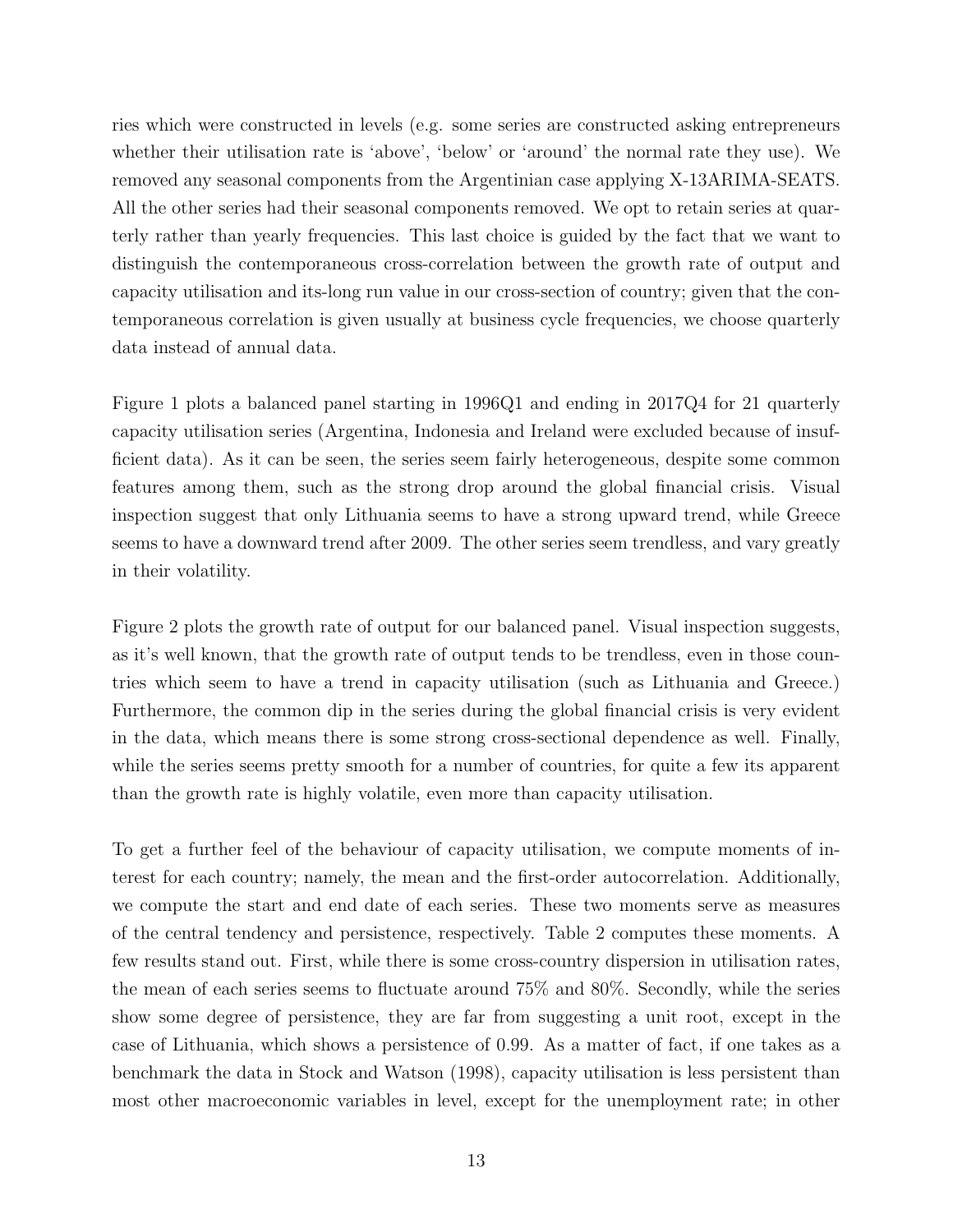ries which were constructed in levels (e.g. some series are constructed asking entrepreneurs whether their utilisation rate is 'above', 'below' or 'around' the normal rate they use). We removed any seasonal components from the Argentinian case applying X-13ARIMA-SEATS. All the other series had their seasonal components removed. We opt to retain series at quarterly rather than yearly frequencies. This last choice is guided by the fact that we want to distinguish the contemporaneous cross-correlation between the growth rate of output and capacity utilisation and its-long run value in our cross-section of country; given that the contemporaneous correlation is given usually at business cycle frequencies, we choose quarterly data instead of annual data.

Figure 1 plots a balanced panel starting in 1996Q1 and ending in 2017Q4 for 21 quarterly capacity utilisation series (Argentina, Indonesia and Ireland were excluded because of insufficient data). As it can be seen, the series seem fairly heterogeneous, despite some common features among them, such as the strong drop around the global financial crisis. Visual inspection suggest that only Lithuania seems to have a strong upward trend, while Greece seems to have a downward trend after 2009. The other series seem trendless, and vary greatly in their volatility.

Figure 2 plots the growth rate of output for our balanced panel. Visual inspection suggests, as it's well known, that the growth rate of output tends to be trendless, even in those countries which seem to have a trend in capacity utilisation (such as Lithuania and Greece.) Furthermore, the common dip in the series during the global financial crisis is very evident in the data, which means there is some strong cross-sectional dependence as well. Finally, while the series seems pretty smooth for a number of countries, for quite a few its apparent than the growth rate is highly volatile, even more than capacity utilisation.

To get a further feel of the behaviour of capacity utilisation, we compute moments of interest for each country; namely, the mean and the first-order autocorrelation. Additionally, we compute the start and end date of each series. These two moments serve as measures of the central tendency and persistence, respectively. Table 2 computes these moments. A few results stand out. First, while there is some cross-country dispersion in utilisation rates, the mean of each series seems to fluctuate around 75% and 80%. Secondly, while the series show some degree of persistence, they are far from suggesting a unit root, except in the case of Lithuania, which shows a persistence of 0.99. As a matter of fact, if one takes as a benchmark the data in Stock and Watson (1998), capacity utilisation is less persistent than most other macroeconomic variables in level, except for the unemployment rate; in other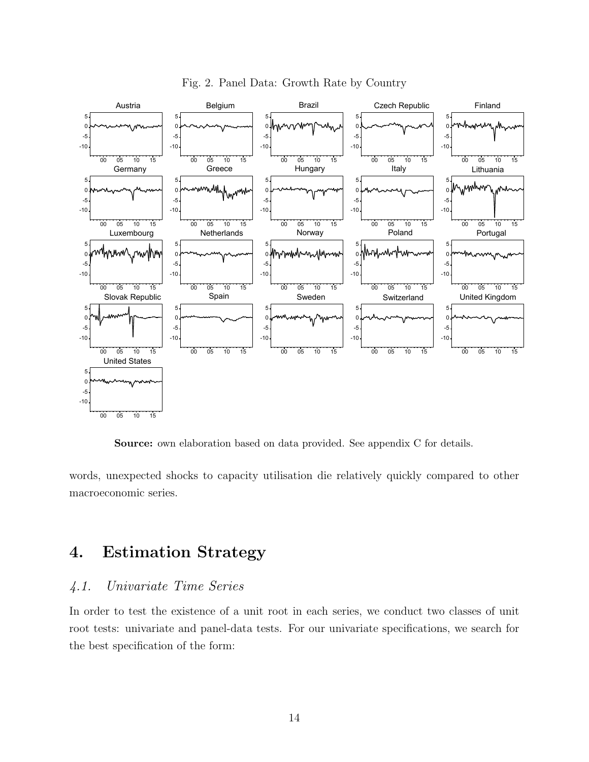Fig. 2. Panel Data: Growth Rate by Country

**Source:** own elaboration based on data provided. See appendix C for details.

words, unexpected shocks to capacity utilisation die relatively quickly compared to other macroeconomic series.

## 4. Estimation Strategy

### *4.1. Univariate Time Series*

In order to test the existence of a unit root in each series, we conduct two classes of unit root tests: univariate and panel-data tests. For our univariate specifications, we search for the best specification of the form: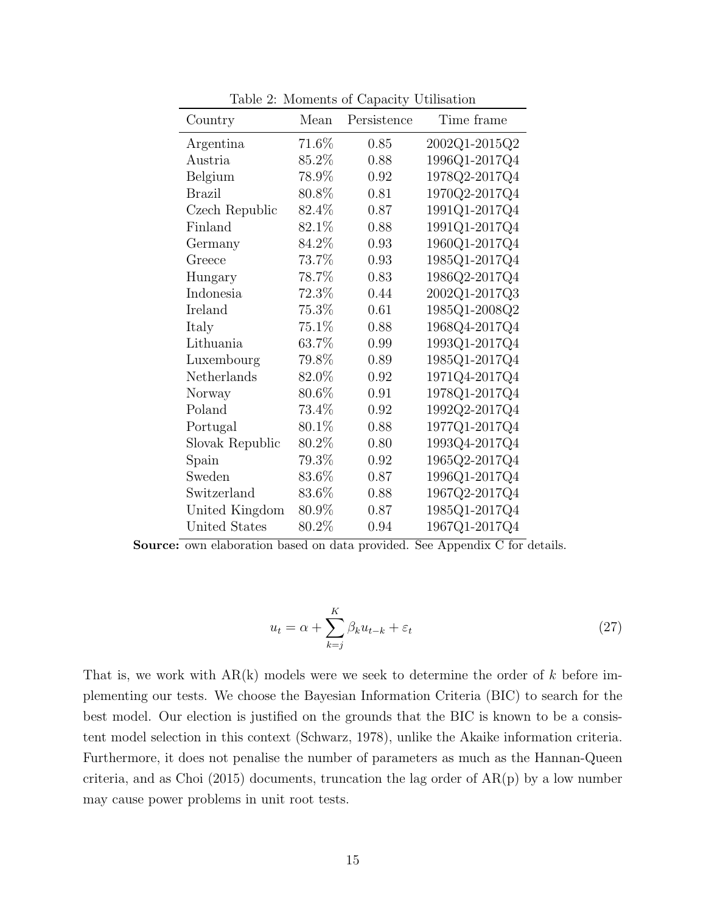Table 2: Moments of Capacity Utilisation

| Country | Mean | Persistence | Time frame |
|---|---|---|---|
| Argentina | 71.6% | 0.85 | 2002Q1-2015Q2 |
| Austria | 85.2% | 0.88 | 1996Q1-2017Q4 |
| Belgium | 78.9% | 0.92 | 1978Q2-2017Q4 |
| Brazil | 80.8% | 0.81 | 1970Q2-2017Q4 |
| Czech Republic | 82.4% | 0.87 | 1991Q1-2017Q4 |
| Finland | 82.1% | 0.88 | 1991Q1-2017Q4 |
| Germany | 84.2% | 0.93 | 1960Q1-2017Q4 |
| Greece | 73.7% | 0.93 | 1985Q1-2017Q4 |
| Hungary | 78.7% | 0.83 | 1986Q2-2017Q4 |
| Indonesia | 72.3% | 0.44 | 2002Q1-2017Q3 |
| Ireland | 75.3% | 0.61 | 1985Q1-2008Q2 |
| Italy | 75.1% | 0.88 | 1968Q4-2017Q4 |
| Lithuania | 63.7% | 0.99 | 1993Q1-2017Q4 |
| Luxembourg | 79.8% | 0.89 | 1985Q1-2017Q4 |
| Netherlands | 82.0% | 0.92 | 1971Q4-2017Q4 |
| Norway | 80.6% | 0.91 | 1978Q1-2017Q4 |
| Poland | 73.4% | 0.92 | 1992Q2-2017Q4 |
| Portugal | 80.1% | 0.88 | 1977Q1-2017Q4 |
| Slovak Republic | 80.2% | 0.80 | 1993Q4-2017Q4 |
| Spain | 79.3% | 0.92 | 1965Q2-2017Q4 |
| Sweden | 83.6% | 0.87 | 1996Q1-2017Q4 |
| Switzerland | 83.6% | 0.88 | 1967Q2-2017Q4 |
| United Kingdom | 80.9% | 0.87 | 1985Q1-2017Q4 |
| United States | 80.2% | 0.94 | 1967Q1-2017Q4 |

**Source:** own elaboration based on data provided. See Appendix C for details.

$$u_t = \alpha + \sum_{k=j}^{K} \beta_k u_{t-k} + \varepsilon_t \tag{27}$$

That is, we work with AR(k) models were we seek to determine the order of $k$ before implementing our tests. We choose the Bayesian Information Criteria (BIC) to search for the best model. Our election is justified on the grounds that the BIC is known to be a consistent model selection in this context (Schwarz, 1978), unlike the Akaike information criteria. Furthermore, it does not penalise the number of parameters as much as the Hannan-Queen criteria, and as Choi (2015) documents, truncation the lag order of AR(p) by a low number may cause power problems in unit root tests.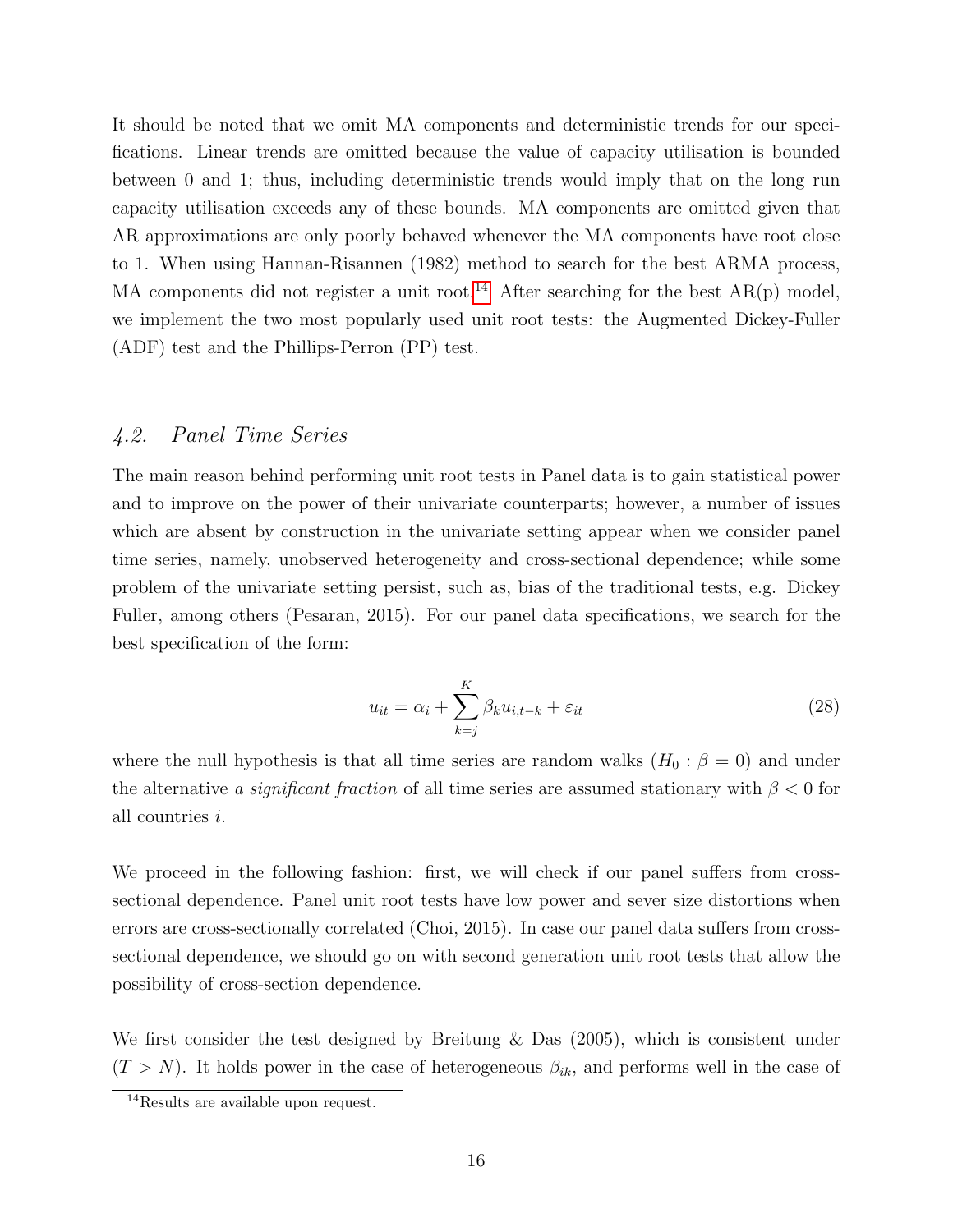It should be noted that we omit MA components and deterministic trends for our specifications. Linear trends are omitted because the value of capacity utilisation is bounded between 0 and 1; thus, including deterministic trends would imply that on the long run capacity utilisation exceeds any of these bounds. MA components are omitted given that AR approximations are only poorly behaved whenever the MA components have root close to 1. When using Hannan-Risannen (1982) method to search for the best ARMA process, MA components did not register a unit root.[14] After searching for the best AR(p) model, we implement the two most popularly used unit root tests: the Augmented Dickey-Fuller (ADF) test and the Phillips-Perron (PP) test.

### *4.2. Panel Time Series*

The main reason behind performing unit root tests in Panel data is to gain statistical power and to improve on the power of their univariate counterparts; however, a number of issues which are absent by construction in the univariate setting appear when we consider panel time series, namely, unobserved heterogeneity and cross-sectional dependence; while some problem of the univariate setting persist, such as, bias of the traditional tests, e.g. Dickey Fuller, among others (Pesaran, 2015). For our panel data specifications, we search for the best specification of the form:

$$u_{it} = \alpha_i + \sum_{k=j}^{K} \beta_k u_{i,t-k} + \varepsilon_{it} \tag{28}$$

where the null hypothesis is that all time series are random walks ($H_0 : \beta = 0$) and under the alternative *a significant fraction* of all time series are assumed stationary with $\beta < 0$ for all countries $i$.

We proceed in the following fashion: first, we will check if our panel suffers from cross-sectional dependence. Panel unit root tests have low power and sever size distortions when errors are cross-sectionally correlated (Choi, 2015). In case our panel data suffers from cross-sectional dependence, we should go on with second generation unit root tests that allow the possibility of cross-section dependence.

We first consider the test designed by Breitung & Das (2005), which is consistent under ($T > N$). It holds power in the case of heterogeneous $\beta_{ik}$, and performs well in the case of

[14] Results are available upon request.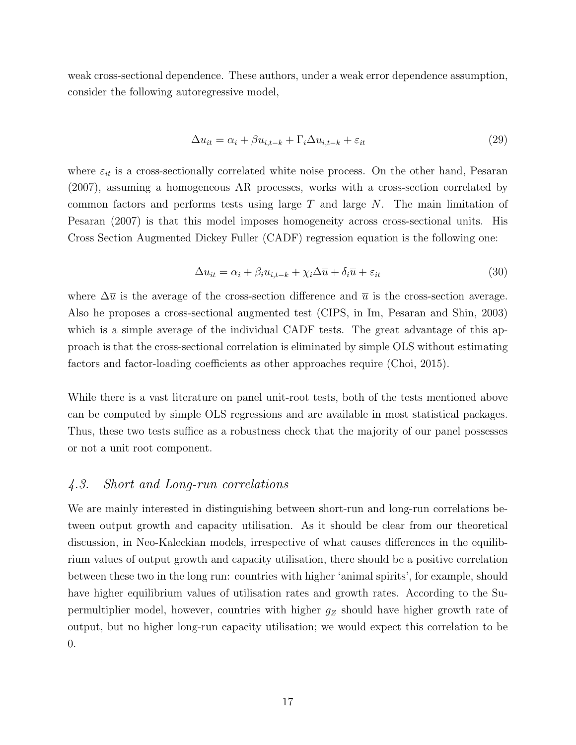weak cross-sectional dependence. These authors, under a weak error dependence assumption, consider the following autoregressive model,

$$\Delta u_{it} = \alpha_i + \beta u_{i,t-k} + \Gamma_i \Delta u_{i,t-k} + \varepsilon_{it} \tag{29}$$

where $\varepsilon_{it}$ is a cross-sectionally correlated white noise process. On the other hand, Pesaran (2007), assuming a homogeneous AR processes, works with a cross-section correlated by common factors and performs tests using large $T$ and large $N$. The main limitation of Pesaran (2007) is that this model imposes homogeneity across cross-sectional units. His Cross Section Augmented Dickey Fuller (CADF) regression equation is the following one:

$$\Delta u_{it} = \alpha_i + \beta_i u_{i,t-k} + \chi_i \Delta \overline{u} + \delta_i \overline{u} + \varepsilon_{it} \tag{30}$$

where $\Delta \overline{u}$ is the average of the cross-section difference and $\overline{u}$ is the cross-section average. Also he proposes a cross-sectional augmented test (CIPS, in Im, Pesaran and Shin, 2003) which is a simple average of the individual CADF tests. The great advantage of this approach is that the cross-sectional correlation is eliminated by simple OLS without estimating factors and factor-loading coefficients as other approaches require (Choi, 2015).

While there is a vast literature on panel unit-root tests, both of the tests mentioned above can be computed by simple OLS regressions and are available in most statistical packages. Thus, these two tests suffice as a robustness check that the majority of our panel possesses or not a unit root component.

### *4.3. Short and Long-run correlations*

We are mainly interested in distinguishing between short-run and long-run correlations between output growth and capacity utilisation. As it should be clear from our theoretical discussion, in Neo-Kaleckian models, irrespective of what causes differences in the equilibrium values of output growth and capacity utilisation, there should be a positive correlation between these two in the long run: countries with higher 'animal spirits', for example, should have higher equilibrium values of utilisation rates and growth rates. According to the Supermultiplier model, however, countries with higher $g_Z$ should have higher growth rate of output, but no higher long-run capacity utilisation; we would expect this correlation to be 0.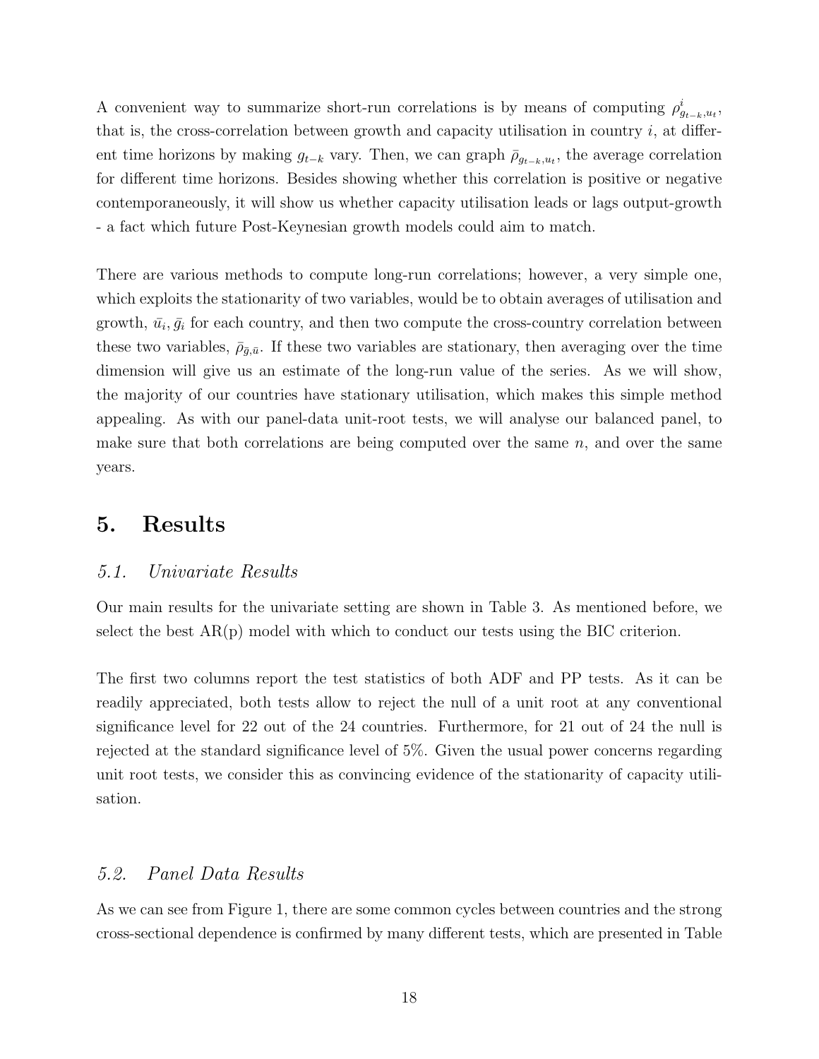A convenient way to summarize short-run correlations is by means of computing $\rho^i_{g_{t-k},u_t}$, that is, the cross-correlation between growth and capacity utilisation in country $i$, at different time horizons by making $g_{t-k}$ vary. Then, we can graph $\bar{\rho}_{g_{t-k},u_t}$, the average correlation for different time horizons. Besides showing whether this correlation is positive or negative contemporaneously, it will show us whether capacity utilisation leads or lags output-growth - a fact which future Post-Keynesian growth models could aim to match.

There are various methods to compute long-run correlations; however, a very simple one, which exploits the stationarity of two variables, would be to obtain averages of utilisation and growth, $\bar{u}_i, \bar{g}_i$ for each country, and then two compute the cross-country correlation between these two variables, $\bar{\rho}_{\bar{g},\bar{u}}$. If these two variables are stationary, then averaging over the time dimension will give us an estimate of the long-run value of the series. As we will show, the majority of our countries have stationary utilisation, which makes this simple method appealing. As with our panel-data unit-root tests, we will analyse our balanced panel, to make sure that both correlations are being computed over the same $n$, and over the same years.

## 5. Results

### *5.1. Univariate Results*

Our main results for the univariate setting are shown in Table 3. As mentioned before, we select the best AR(p) model with which to conduct our tests using the BIC criterion.

The first two columns report the test statistics of both ADF and PP tests. As it can be readily appreciated, both tests allow to reject the null of a unit root at any conventional significance level for 22 out of the 24 countries. Furthermore, for 21 out of 24 the null is rejected at the standard significance level of 5%. Given the usual power concerns regarding unit root tests, we consider this as convincing evidence of the stationarity of capacity utilisation.

### *5.2. Panel Data Results*

As we can see from Figure 1, there are some common cycles between countries and the strong cross-sectional dependence is confirmed by many different tests, which are presented in Table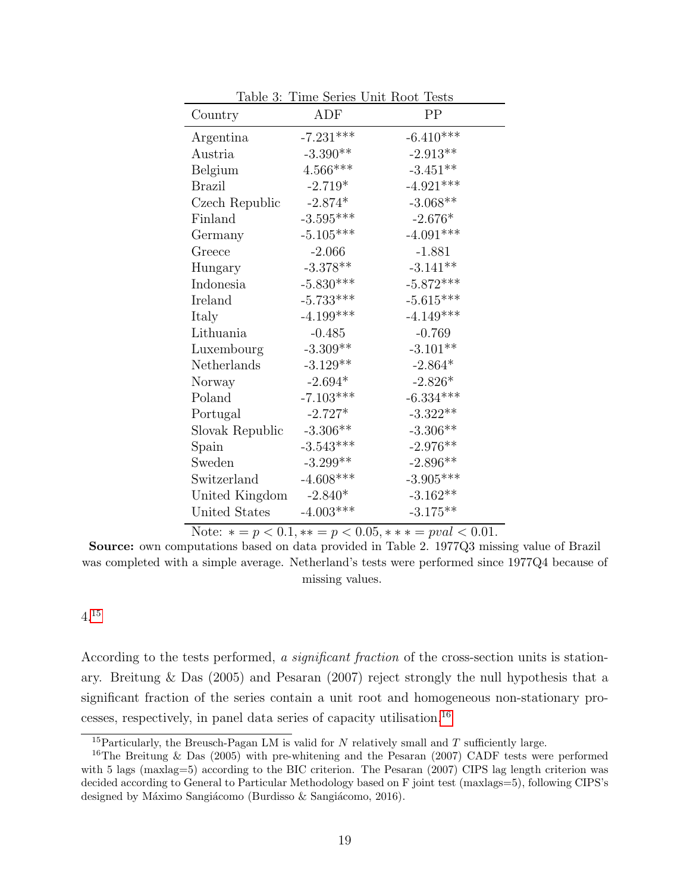Table 3: Time Series Unit Root Tests

| Country | ADF | PP |
|---|---|---|
| Argentina | -7.231*** | -6.410*** |
| Austria | -3.390** | -2.913** |
| Belgium | 4.566*** | -3.451** |
| Brazil | -2.719* | -4.921*** |
| Czech Republic | -2.874* | -3.068** |
| Finland | -3.595*** | -2.676* |
| Germany | -5.105*** | -4.091*** |
| Greece | -2.066 | -1.881 |
| Hungary | -3.378** | -3.141** |
| Indonesia | -5.830*** | -5.872*** |
| Ireland | -5.733*** | -5.615*** |
| Italy | -4.199*** | -4.149*** |
| Lithuania | -0.485 | -0.769 |
| Luxembourg | -3.309** | -3.101** |
| Netherlands | -3.129** | -2.864* |
| Norway | -2.694* | -2.826* |
| Poland | -7.103*** | -6.334*** |
| Portugal | -2.727* | -3.322** |
| Slovak Republic | -3.306** | -3.306** |
| Spain | -3.543*** | -2.976** |
| Sweden | -3.299** | -2.896** |
| Switzerland | -4.608*** | -3.905*** |
| United Kingdom | -2.840* | -3.162** |
| United States | -4.003*** | -3.175** |

Note: $* = p < 0.1, ** = p < 0.05, *** = pval < 0.01$.

**Source:** own computations based on data provided in Table 2. 1977Q3 missing value of Brazil was completed with a simple average. Netherland's tests were performed since 1977Q4 because of missing values.

4.[15]

According to the tests performed, *a significant fraction* of the cross-section units is stationary. Breitung & Das (2005) and Pesaran (2007) reject strongly the null hypothesis that a significant fraction of the series contain a unit root and homogeneous non-stationary processes, respectively, in panel data series of capacity utilisation.[16]

[15] Particularly, the Breusch-Pagan LM is valid for $N$ relatively small and $T$ sufficiently large.

[16] The Breitung & Das (2005) with pre-whitening and the Pesaran (2007) CADF tests were performed with 5 lags (maxlag=5) according to the BIC criterion. The Pesaran (2007) CIPS lag length criterion was decided according to General to Particular Methodology based on F joint test (maxlags=5), following CIPS's designed by Máximo Sangiácomo (Burdisso & Sangiácomo, 2016).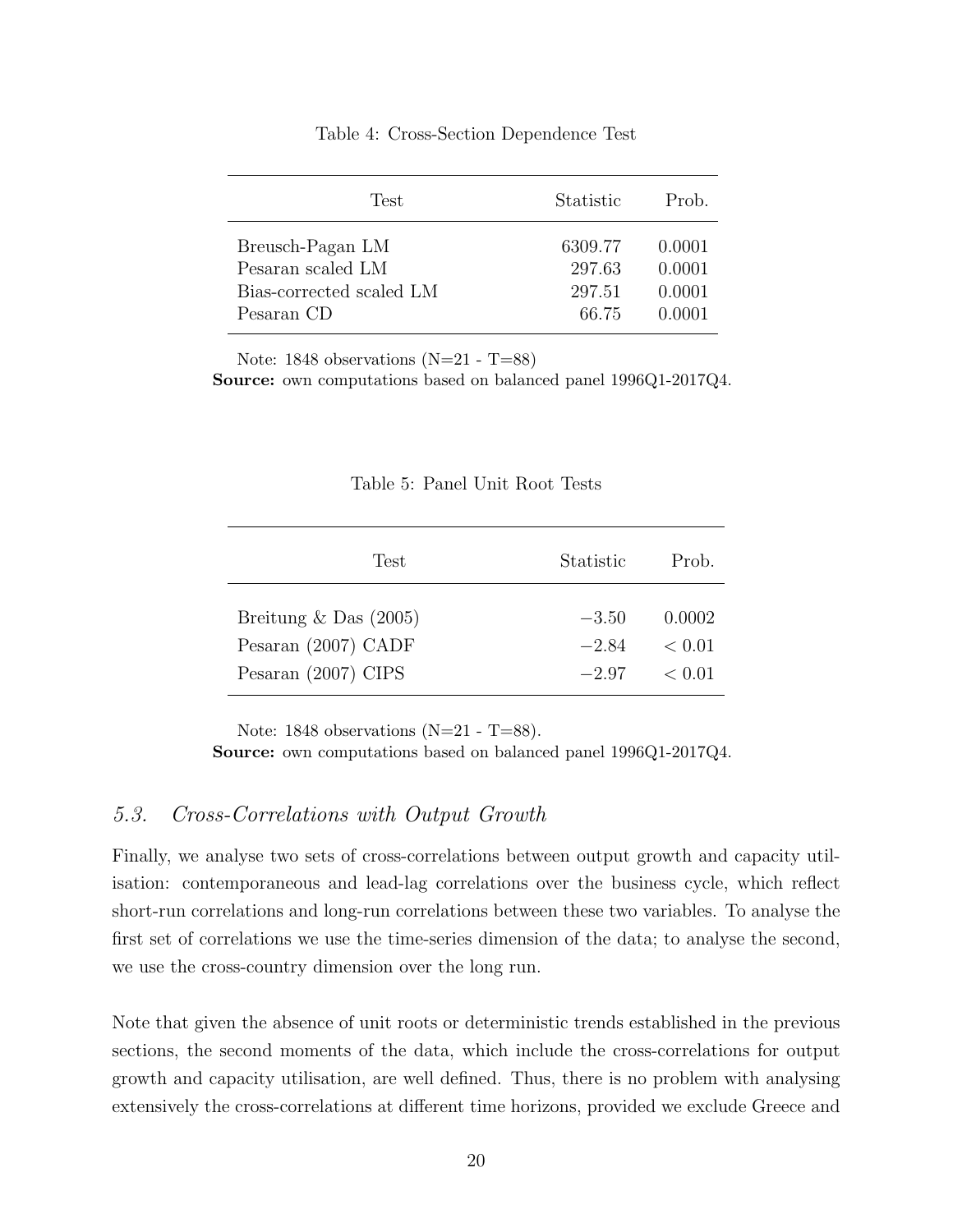Table 4: Cross-Section Dependence Test

| Test | Statistic | Prob. |
|---|---|---|
| Breusch-Pagan LM | 6309.77 | 0.0001 |
| Pesaran scaled LM | 297.63 | 0.0001 |
| Bias-corrected scaled LM | 297.51 | 0.0001 |
| Pesaran CD | 66.75 | 0.0001 |

Note: 1848 observations (N=21 - T=88)
**Source:** own computations based on balanced panel 1996Q1-2017Q4.

Table 5: Panel Unit Root Tests

| Test | Statistic | Prob. |
|---|---|---|
| Breitung & Das (2005) | $-3.50$ | 0.0002 |
| Pesaran (2007) CADF | $-2.84$ | $< 0.01$ |
| Pesaran (2007) CIPS | $-2.97$ | $< 0.01$ |

Note: 1848 observations (N=21 - T=88).
**Source:** own computations based on balanced panel 1996Q1-2017Q4.

### *5.3. Cross-Correlations with Output Growth*

Finally, we analyse two sets of cross-correlations between output growth and capacity utilisation: contemporaneous and lead-lag correlations over the business cycle, which reflect short-run correlations and long-run correlations between these two variables. To analyse the first set of correlations we use the time-series dimension of the data; to analyse the second, we use the cross-country dimension over the long run.

Note that given the absence of unit roots or deterministic trends established in the previous sections, the second moments of the data, which include the cross-correlations for output growth and capacity utilisation, are well defined. Thus, there is no problem with analysing extensively the cross-correlations at different time horizons, provided we exclude Greece and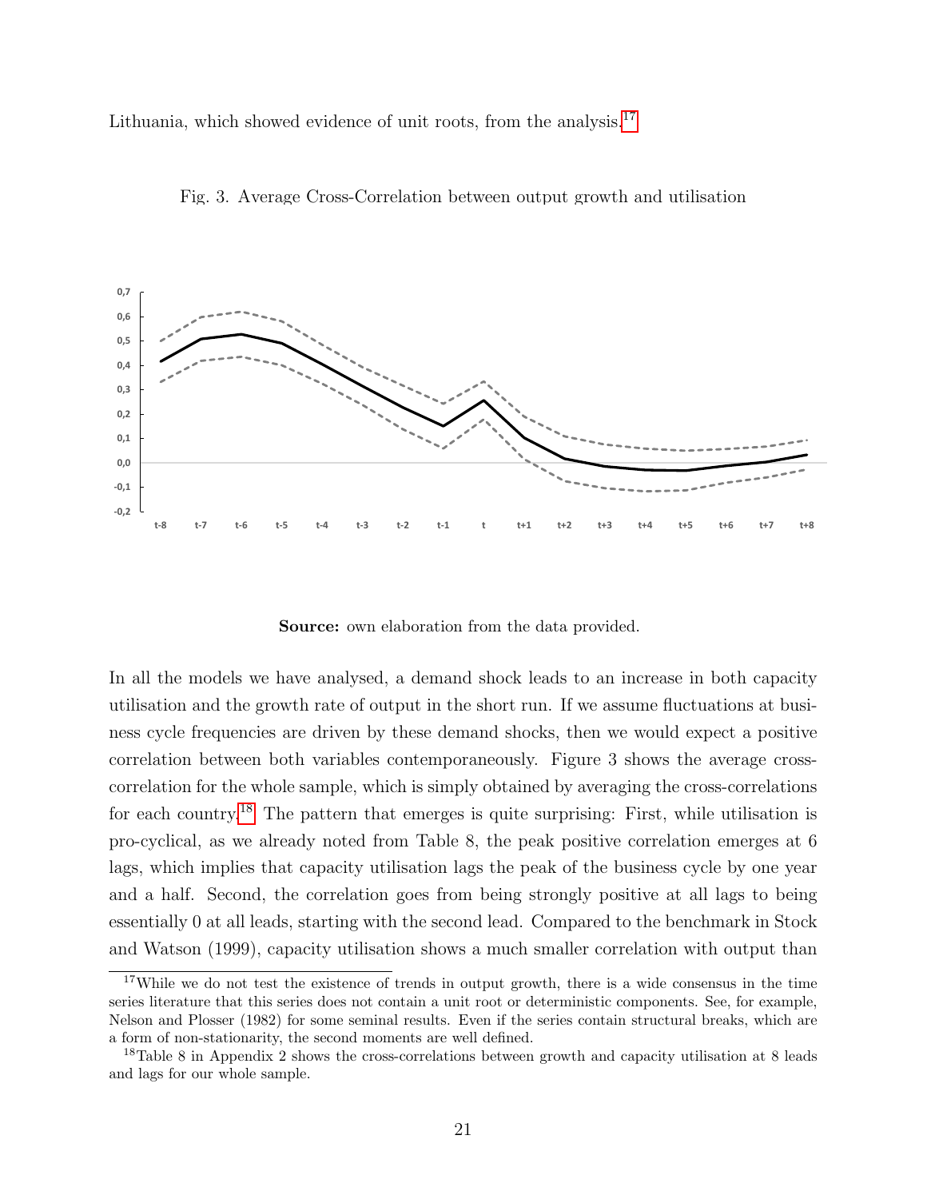Lithuania, which showed evidence of unit roots, from the analysis.[17]

Fig. 3. Average Cross-Correlation between output growth and utilisation

**Source:** own elaboration from the data provided.

In all the models we have analysed, a demand shock leads to an increase in both capacity utilisation and the growth rate of output in the short run. If we assume fluctuations at business cycle frequencies are driven by these demand shocks, then we would expect a positive correlation between both variables contemporaneously. Figure 3 shows the average cross-correlation for the whole sample, which is simply obtained by averaging the cross-correlations for each country.[18] The pattern that emerges is quite surprising: First, while utilisation is pro-cyclical, as we already noted from Table 8, the peak positive correlation emerges at 6 lags, which implies that capacity utilisation lags the peak of the business cycle by one year and a half. Second, the correlation goes from being strongly positive at all lags to being essentially 0 at all leads, starting with the second lead. Compared to the benchmark in Stock and Watson (1999), capacity utilisation shows a much smaller correlation with output than

[17] While we do not test the existence of trends in output growth, there is a wide consensus in the time series literature that this series does not contain a unit root or deterministic components. See, for example, Nelson and Plosser (1982) for some seminal results. Even if the series contain structural breaks, which are a form of non-stationarity, the second moments are well defined.

[18] Table 8 in Appendix 2 shows the cross-correlations between growth and capacity utilisation at 8 leads and lags for our whole sample.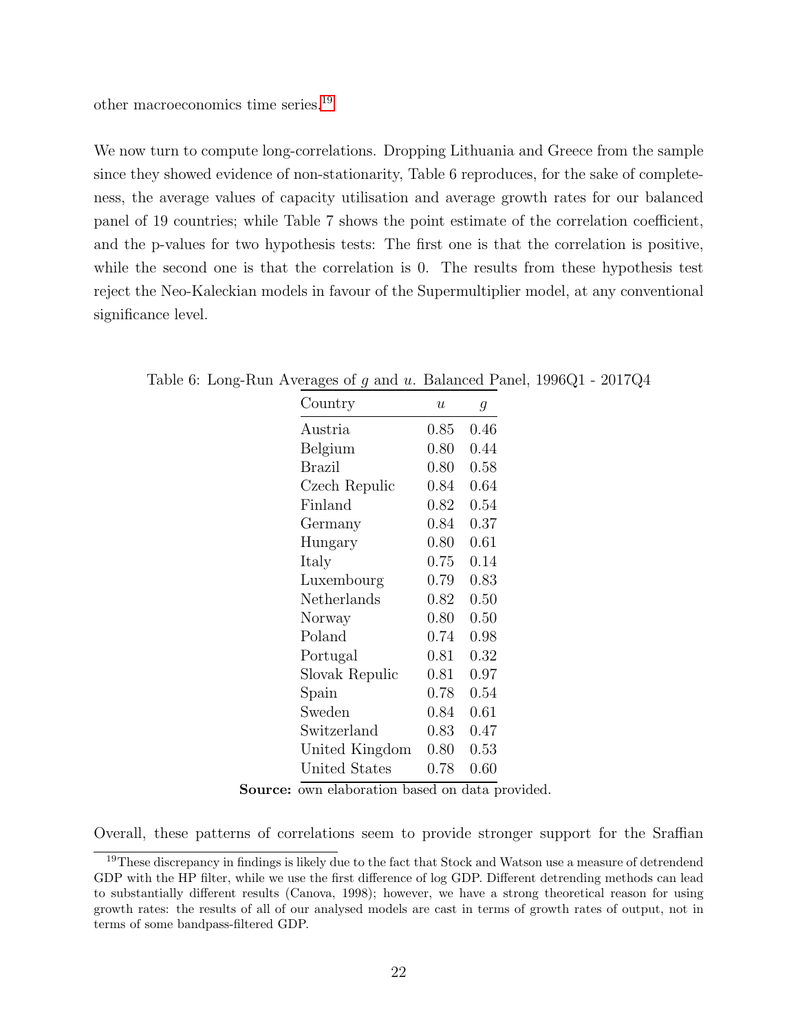other macroeconomics time series.[19]

We now turn to compute long-correlations. Dropping Lithuania and Greece from the sample since they showed evidence of non-stationarity, Table 6 reproduces, for the sake of completeness, the average values of capacity utilisation and average growth rates for our balanced panel of 19 countries; while Table 7 shows the point estimate of the correlation coefficient, and the p-values for two hypothesis tests: The first one is that the correlation is positive, while the second one is that the correlation is 0. The results from these hypothesis test reject the Neo-Kaleckian models in favour of the Supermultiplier model, at any conventional significance level.

Table 6: Long-Run Averages of $g$ and $u$. Balanced Panel, 1996Q1 - 2017Q4

| Country | $u$ | $g$ |
|---|---|---|
| Austria | 0.85 | 0.46 |
| Belgium | 0.80 | 0.44 |
| Brazil | 0.80 | 0.58 |
| Czech Repulic | 0.84 | 0.64 |
| Finland | 0.82 | 0.54 |
| Germany | 0.84 | 0.37 |
| Hungary | 0.80 | 0.61 |
| Italy | 0.75 | 0.14 |
| Luxembourg | 0.79 | 0.83 |
| Netherlands | 0.82 | 0.50 |
| Norway | 0.80 | 0.50 |
| Poland | 0.74 | 0.98 |
| Portugal | 0.81 | 0.32 |
| Slovak Repulic | 0.81 | 0.97 |
| Spain | 0.78 | 0.54 |
| Sweden | 0.84 | 0.61 |
| Switzerland | 0.83 | 0.47 |
| United Kingdom | 0.80 | 0.53 |
| United States | 0.78 | 0.60 |

**Source:** own elaboration based on data provided.

Overall, these patterns of correlations seem to provide stronger support for the Sraffian

[19] These discrepancy in findings is likely due to the fact that Stock and Watson use a measure of detrendend GDP with the HP filter, while we use the first difference of log GDP. Different detrending methods can lead to substantially different results (Canova, 1998); however, we have a strong theoretical reason for using growth rates: the results of all of our analysed models are cast in terms of growth rates of output, not in terms of some bandpass-filtered GDP.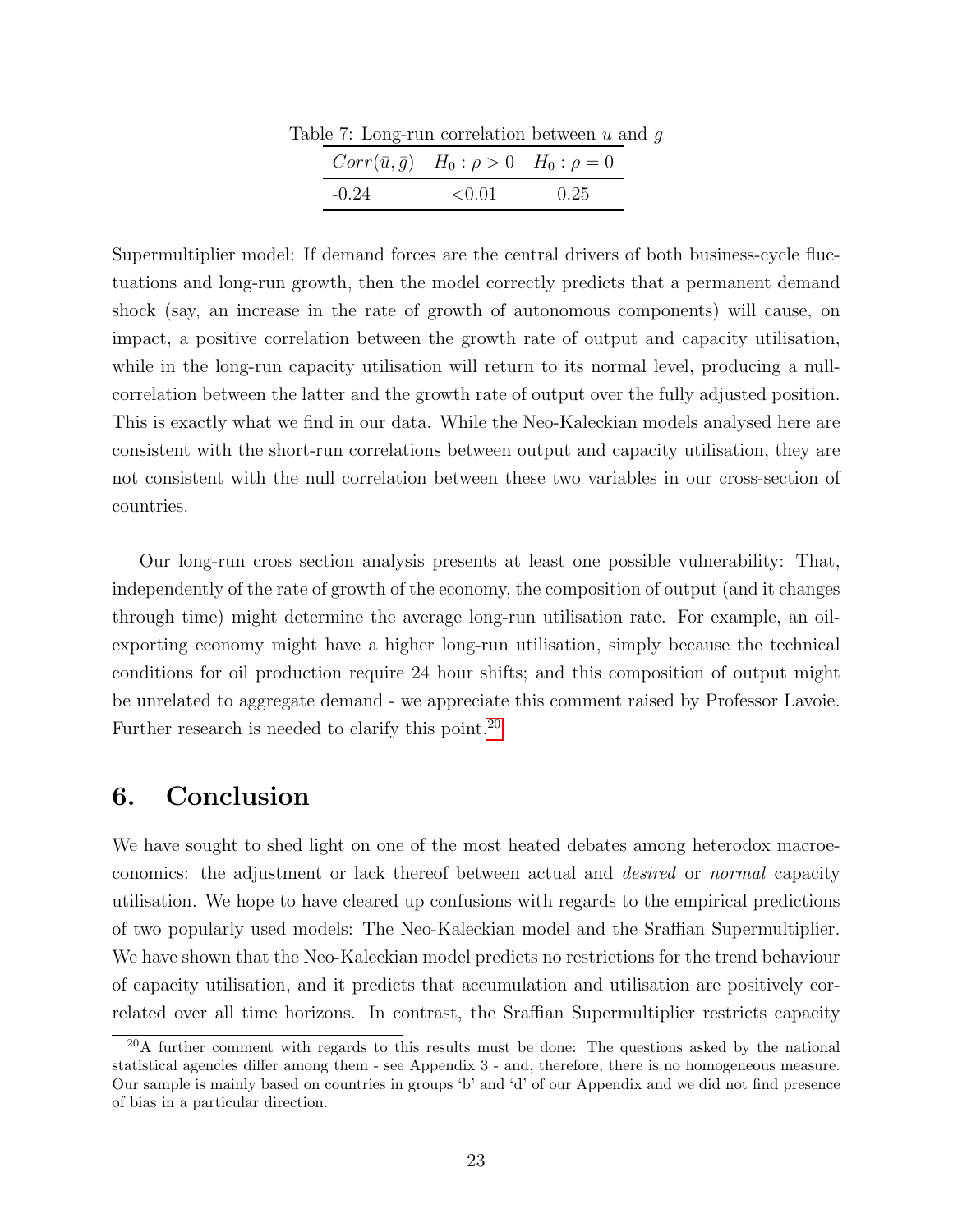Table 7: Long-run correlation between $u$ and $g$

| $Corr(\bar{u}, \bar{g})$ | $H_0 : \rho > 0$ | $H_0 : \rho = 0$ |
| --- | --- | --- |
| -0.24 | <0.01 | 0.25 |

Supermultiplier model: If demand forces are the central drivers of both business-cycle fluctuations and long-run growth, then the model correctly predicts that a permanent demand shock (say, an increase in the rate of growth of autonomous components) will cause, on impact, a positive correlation between the growth rate of output and capacity utilisation, while in the long-run capacity utilisation will return to its normal level, producing a null-correlation between the latter and the growth rate of output over the fully adjusted position. This is exactly what we find in our data. While the Neo-Kaleckian models analysed here are consistent with the short-run correlations between output and capacity utilisation, they are not consistent with the null correlation between these two variables in our cross-section of countries.

Our long-run cross section analysis presents at least one possible vulnerability: That, independently of the rate of growth of the economy, the composition of output (and it changes through time) might determine the average long-run utilisation rate. For example, an oil-exporting economy might have a higher long-run utilisation, simply because the technical conditions for oil production require 24 hour shifts; and this composition of output might be unrelated to aggregate demand - we appreciate this comment raised by Professor Lavoie. Further research is needed to clarify this point.[20]

## 6. Conclusion

We have sought to shed light on one of the most heated debates among heterodox macroeconomics: the adjustment or lack thereof between actual and *desired* or *normal* capacity utilisation. We hope to have cleared up confusions with regards to the empirical predictions of two popularly used models: The Neo-Kaleckian model and the Sraffian Supermultiplier. We have shown that the Neo-Kaleckian model predicts no restrictions for the trend behaviour of capacity utilisation, and it predicts that accumulation and utilisation are positively correlated over all time horizons. In contrast, the Sraffian Supermultiplier restricts capacity

[20] A further comment with regards to this results must be done: The questions asked by the national statistical agencies differ among them - see Appendix 3 - and, therefore, there is no homogeneous measure. Our sample is mainly based on countries in groups 'b' and 'd' of our Appendix and we did not find presence of bias in a particular direction.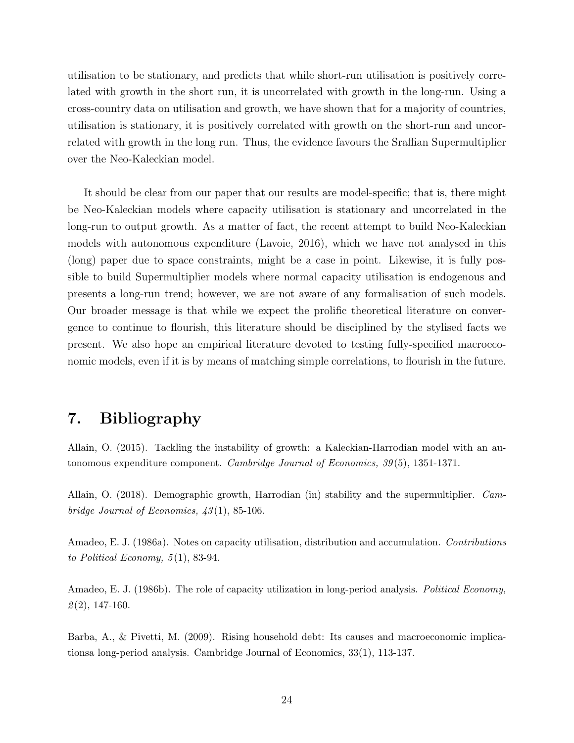utilisation to be stationary, and predicts that while short-run utilisation is positively correlated with growth in the short run, it is uncorrelated with growth in the long-run. Using a cross-country data on utilisation and growth, we have shown that for a majority of countries, utilisation is stationary, it is positively correlated with growth on the short-run and uncorrelated with growth in the long run. Thus, the evidence favours the Sraffian Supermultiplier over the Neo-Kaleckian model.

It should be clear from our paper that our results are model-specific; that is, there might be Neo-Kaleckian models where capacity utilisation is stationary and uncorrelated in the long-run to output growth. As a matter of fact, the recent attempt to build Neo-Kaleckian models with autonomous expenditure (Lavoie, 2016), which we have not analysed in this (long) paper due to space constraints, might be a case in point. Likewise, it is fully possible to build Supermultiplier models where normal capacity utilisation is endogenous and presents a long-run trend; however, we are not aware of any formalisation of such models. Our broader message is that while we expect the prolific theoretical literature on convergence to continue to flourish, this literature should be disciplined by the stylised facts we present. We also hope an empirical literature devoted to testing fully-specified macroeconomic models, even if it is by means of matching simple correlations, to flourish in the future.

## 7. Bibliography

Allain, O. (2015). Tackling the instability of growth: a Kaleckian-Harrodian model with an autonomous expenditure component. *Cambridge Journal of Economics, 39*(5), 1351-1371.

Allain, O. (2018). Demographic growth, Harrodian (in) stability and the supermultiplier. *Cambridge Journal of Economics, 43*(1), 85-106.

Amadeo, E. J. (1986a). Notes on capacity utilisation, distribution and accumulation. *Contributions to Political Economy, 5*(1), 83-94.

Amadeo, E. J. (1986b). The role of capacity utilization in long-period analysis. *Political Economy, 2*(2), 147-160.

Barba, A., & Pivetti, M. (2009). Rising household debt: Its causes and macroeconomic implicationsa long-period analysis. Cambridge Journal of Economics, 33(1), 113-137.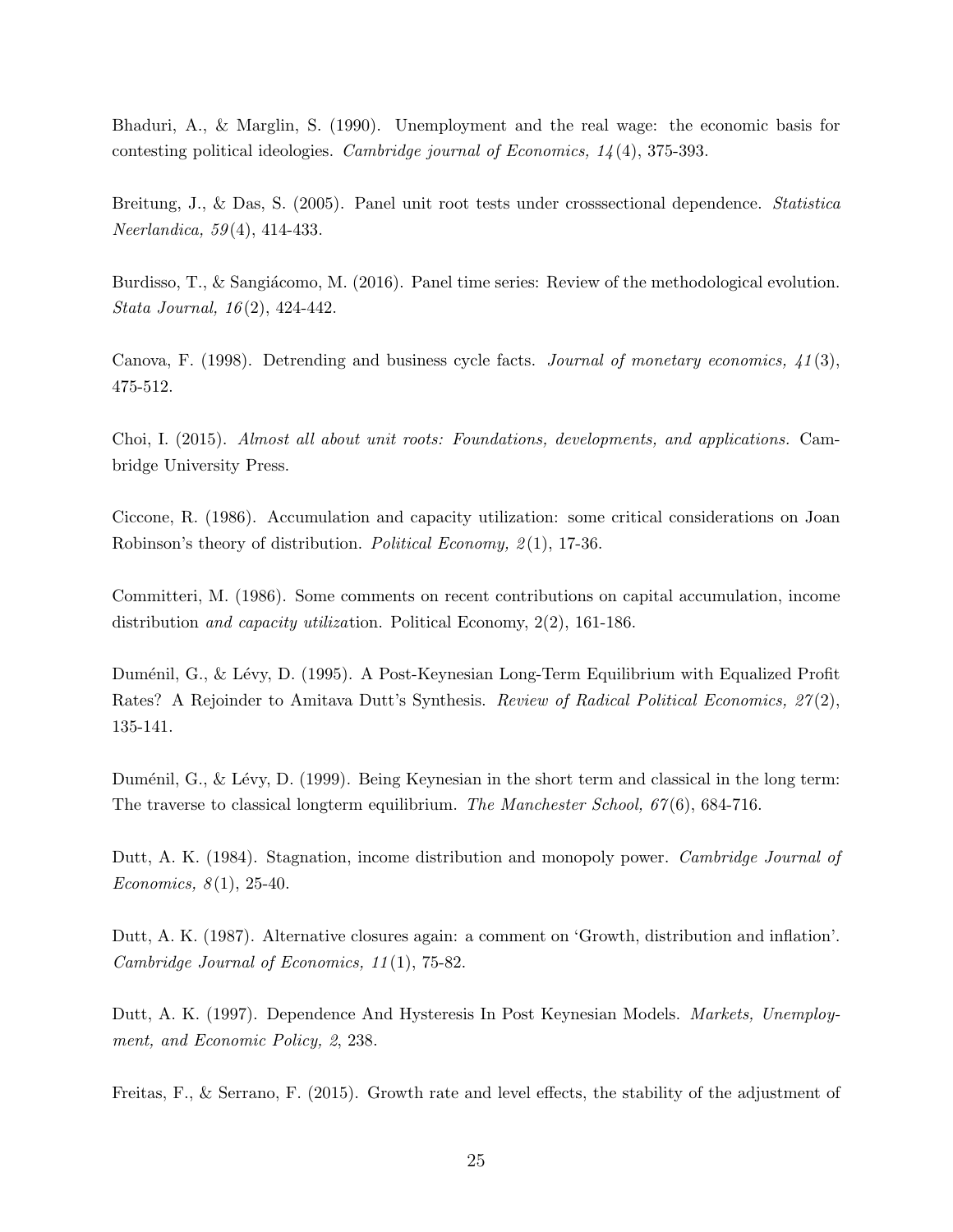Bhaduri, A., & Marglin, S. (1990). Unemployment and the real wage: the economic basis for contesting political ideologies. *Cambridge journal of Economics, 14*(4), 375-393.

Breitung, J., & Das, S. (2005). Panel unit root tests under crosssectional dependence. *Statistica Neerlandica, 59*(4), 414-433.

Burdisso, T., & Sangiácomo, M. (2016). Panel time series: Review of the methodological evolution. *Stata Journal, 16*(2), 424-442.

Canova, F. (1998). Detrending and business cycle facts. *Journal of monetary economics, 41*(3), 475-512.

Choi, I. (2015). *Almost all about unit roots: Foundations, developments, and applications.* Cambridge University Press.

Ciccone, R. (1986). Accumulation and capacity utilization: some critical considerations on Joan Robinson's theory of distribution. *Political Economy, 2*(1), 17-36.

Committeri, M. (1986). Some comments on recent contributions on capital accumulation, income distribution *and capacity utiliza*tion. Political Economy, 2(2), 161-186.

Duménil, G., & Lévy, D. (1995). A Post-Keynesian Long-Term Equilibrium with Equalized Profit Rates? A Rejoinder to Amitava Dutt's Synthesis. *Review of Radical Political Economics, 27*(2), 135-141.

Duménil, G., & Lévy, D. (1999). Being Keynesian in the short term and classical in the long term: The traverse to classical longterm equilibrium. *The Manchester School, 67*(6), 684-716.

Dutt, A. K. (1984). Stagnation, income distribution and monopoly power. *Cambridge Journal of Economics, 8*(1), 25-40.

Dutt, A. K. (1987). Alternative closures again: a comment on 'Growth, distribution and inflation'. *Cambridge Journal of Economics, 11*(1), 75-82.

Dutt, A. K. (1997). Dependence And Hysteresis In Post Keynesian Models. *Markets, Unemployment, and Economic Policy, 2*, 238.

Freitas, F., & Serrano, F. (2015). Growth rate and level effects, the stability of the adjustment of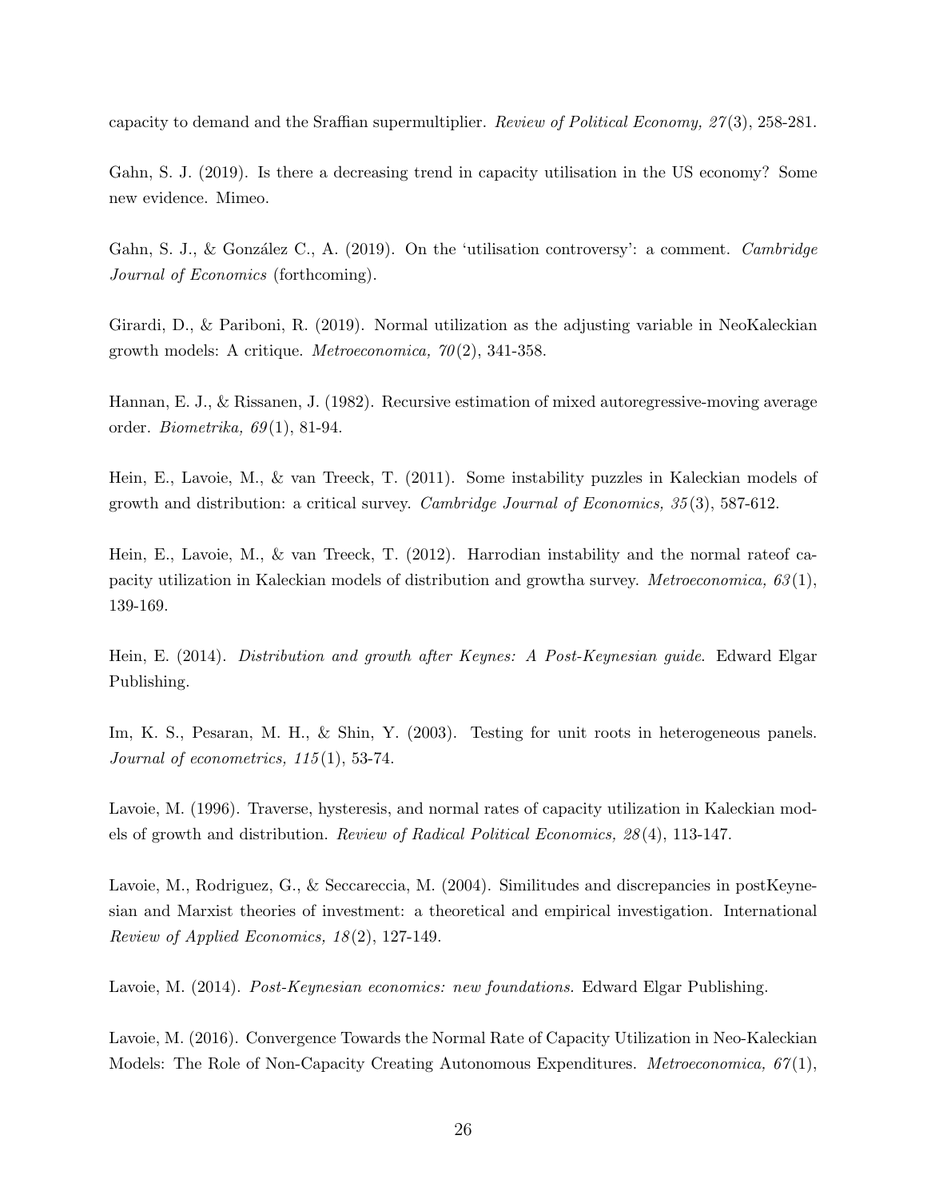capacity to demand and the Sraffian supermultiplier. *Review of Political Economy, 27*(3), 258-281.

Gahn, S. J. (2019). Is there a decreasing trend in capacity utilisation in the US economy? Some new evidence. Mimeo.

Gahn, S. J., & González C., A. (2019). On the 'utilisation controversy': a comment. *Cambridge Journal of Economics* (forthcoming).

Girardi, D., & Pariboni, R. (2019). Normal utilization as the adjusting variable in NeoKaleckian growth models: A critique. *Metroeconomica, 70*(2), 341-358.

Hannan, E. J., & Rissanen, J. (1982). Recursive estimation of mixed autoregressive-moving average order. *Biometrika, 69*(1), 81-94.

Hein, E., Lavoie, M., & van Treeck, T. (2011). Some instability puzzles in Kaleckian models of growth and distribution: a critical survey. *Cambridge Journal of Economics, 35*(3), 587-612.

Hein, E., Lavoie, M., & van Treeck, T. (2012). Harrodian instability and the normal rateof capacity utilization in Kaleckian models of distribution and growtha survey. *Metroeconomica, 63*(1), 139-169.

Hein, E. (2014). *Distribution and growth after Keynes: A Post-Keynesian guide*. Edward Elgar Publishing.

Im, K. S., Pesaran, M. H., & Shin, Y. (2003). Testing for unit roots in heterogeneous panels. *Journal of econometrics, 115*(1), 53-74.

Lavoie, M. (1996). Traverse, hysteresis, and normal rates of capacity utilization in Kaleckian models of growth and distribution. *Review of Radical Political Economics, 28*(4), 113-147.

Lavoie, M., Rodriguez, G., & Seccareccia, M. (2004). Similitudes and discrepancies in postKeynesian and Marxist theories of investment: a theoretical and empirical investigation. International *Review of Applied Economics, 18*(2), 127-149.

Lavoie, M. (2014). *Post-Keynesian economics: new foundations.* Edward Elgar Publishing.

Lavoie, M. (2016). Convergence Towards the Normal Rate of Capacity Utilization in Neo-Kaleckian Models: The Role of Non-Capacity Creating Autonomous Expenditures. *Metroeconomica, 67*(1),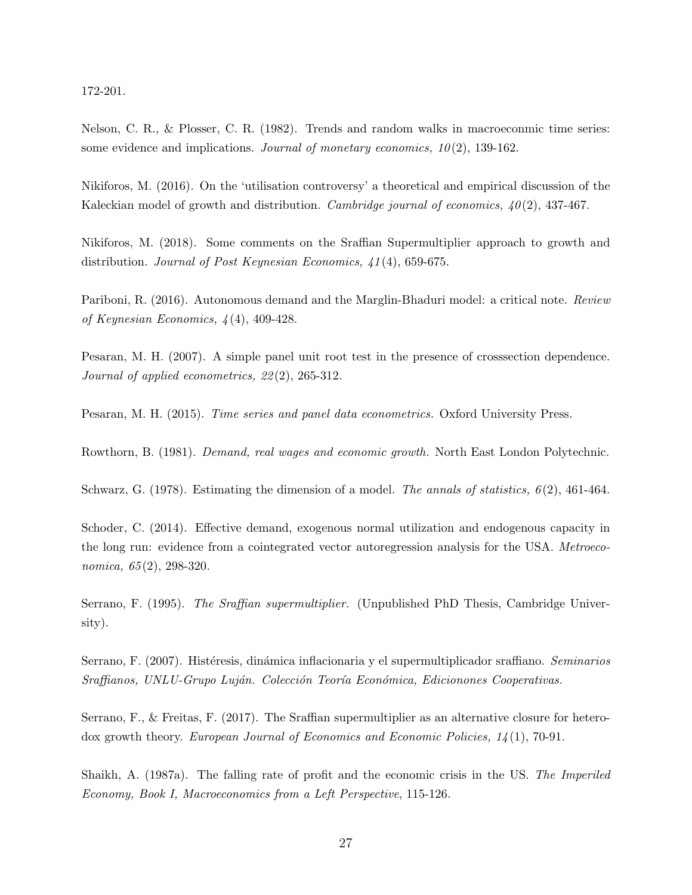172-201.

Nelson, C. R., & Plosser, C. R. (1982). Trends and random walks in macroeconmic time series: some evidence and implications. *Journal of monetary economics, 10*(2), 139-162.

Nikiforos, M. (2016). On the 'utilisation controversy' a theoretical and empirical discussion of the Kaleckian model of growth and distribution. *Cambridge journal of economics, 40*(2), 437-467.

Nikiforos, M. (2018). Some comments on the Sraffian Supermultiplier approach to growth and distribution. *Journal of Post Keynesian Economics, 41*(4), 659-675.

Pariboni, R. (2016). Autonomous demand and the Marglin-Bhaduri model: a critical note. *Review of Keynesian Economics, 4*(4), 409-428.

Pesaran, M. H. (2007). A simple panel unit root test in the presence of crosssection dependence. *Journal of applied econometrics, 22*(2), 265-312.

Pesaran, M. H. (2015). *Time series and panel data econometrics.* Oxford University Press.

Rowthorn, B. (1981). *Demand, real wages and economic growth.* North East London Polytechnic.

Schwarz, G. (1978). Estimating the dimension of a model. *The annals of statistics, 6*(2), 461-464.

Schoder, C. (2014). Effective demand, exogenous normal utilization and endogenous capacity in the long run: evidence from a cointegrated vector autoregression analysis for the USA. *Metroeconomica, 65*(2), 298-320.

Serrano, F. (1995). *The Sraffian supermultiplier.* (Unpublished PhD Thesis, Cambridge University).

Serrano, F. (2007). Histéresis, dinámica inflacionaria y el supermultiplicador sraffiano. *Seminarios Sraffianos, UNLU-Grupo Luján. Colección Teoría Económica, Edicionones Cooperativas.*

Serrano, F., & Freitas, F. (2017). The Sraffian supermultiplier as an alternative closure for heterodox growth theory. *European Journal of Economics and Economic Policies, 14*(1), 70-91.

Shaikh, A. (1987a). The falling rate of profit and the economic crisis in the US. *The Imperiled Economy, Book I, Macroeconomics from a Left Perspective*, 115-126.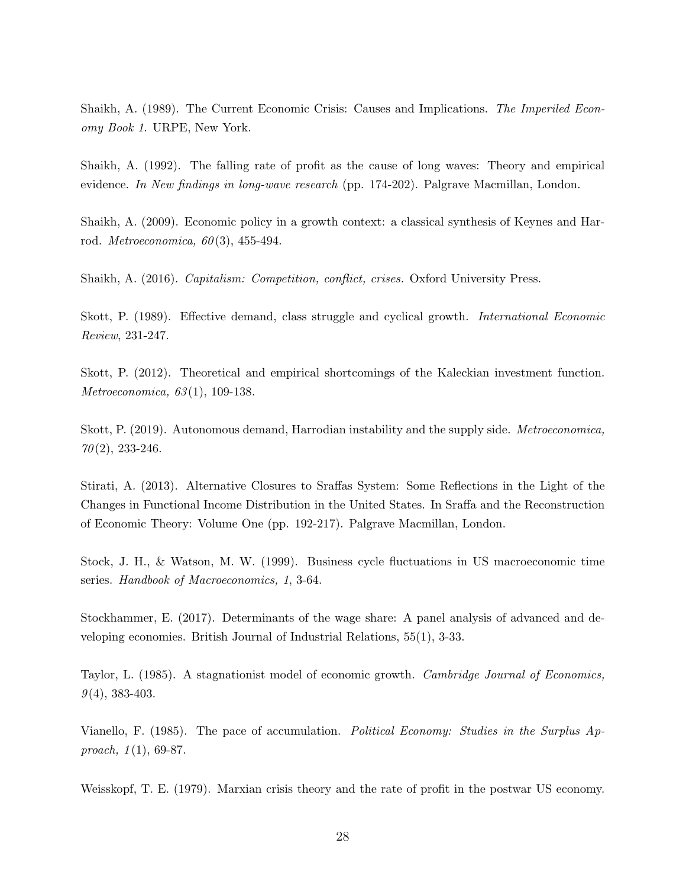Shaikh, A. (1989). The Current Economic Crisis: Causes and Implications. *The Imperiled Economy Book 1*. URPE, New York.

Shaikh, A. (1992). The falling rate of profit as the cause of long waves: Theory and empirical evidence. *In New findings in long-wave research* (pp. 174-202). Palgrave Macmillan, London.

Shaikh, A. (2009). Economic policy in a growth context: a classical synthesis of Keynes and Harrod. *Metroeconomica, 60*(3), 455-494.

Shaikh, A. (2016). *Capitalism: Competition, conflict, crises.* Oxford University Press.

Skott, P. (1989). Effective demand, class struggle and cyclical growth. *International Economic Review*, 231-247.

Skott, P. (2012). Theoretical and empirical shortcomings of the Kaleckian investment function. *Metroeconomica, 63*(1), 109-138.

Skott, P. (2019). Autonomous demand, Harrodian instability and the supply side. *Metroeconomica, 70*(2), 233-246.

Stirati, A. (2013). Alternative Closures to Sraffas System: Some Reflections in the Light of the Changes in Functional Income Distribution in the United States. In Sraffa and the Reconstruction of Economic Theory: Volume One (pp. 192-217). Palgrave Macmillan, London.

Stock, J. H., & Watson, M. W. (1999). Business cycle fluctuations in US macroeconomic time series. *Handbook of Macroeconomics, 1*, 3-64.

Stockhammer, E. (2017). Determinants of the wage share: A panel analysis of advanced and developing economies. British Journal of Industrial Relations, 55(1), 3-33.

Taylor, L. (1985). A stagnationist model of economic growth. *Cambridge Journal of Economics, 9*(4), 383-403.

Vianello, F. (1985). The pace of accumulation. *Political Economy: Studies in the Surplus Approach, 1*(1), 69-87.

Weisskopf, T. E. (1979). Marxian crisis theory and the rate of profit in the postwar US economy.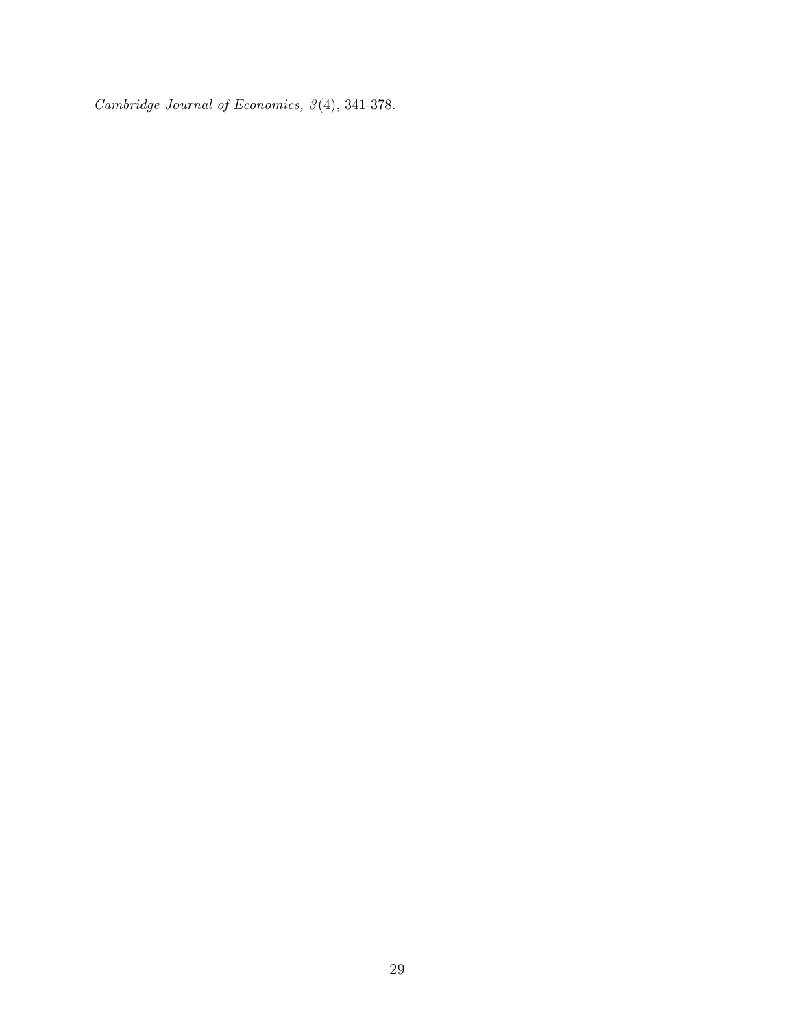*Cambridge Journal of Economics, 3*(4), 341-378.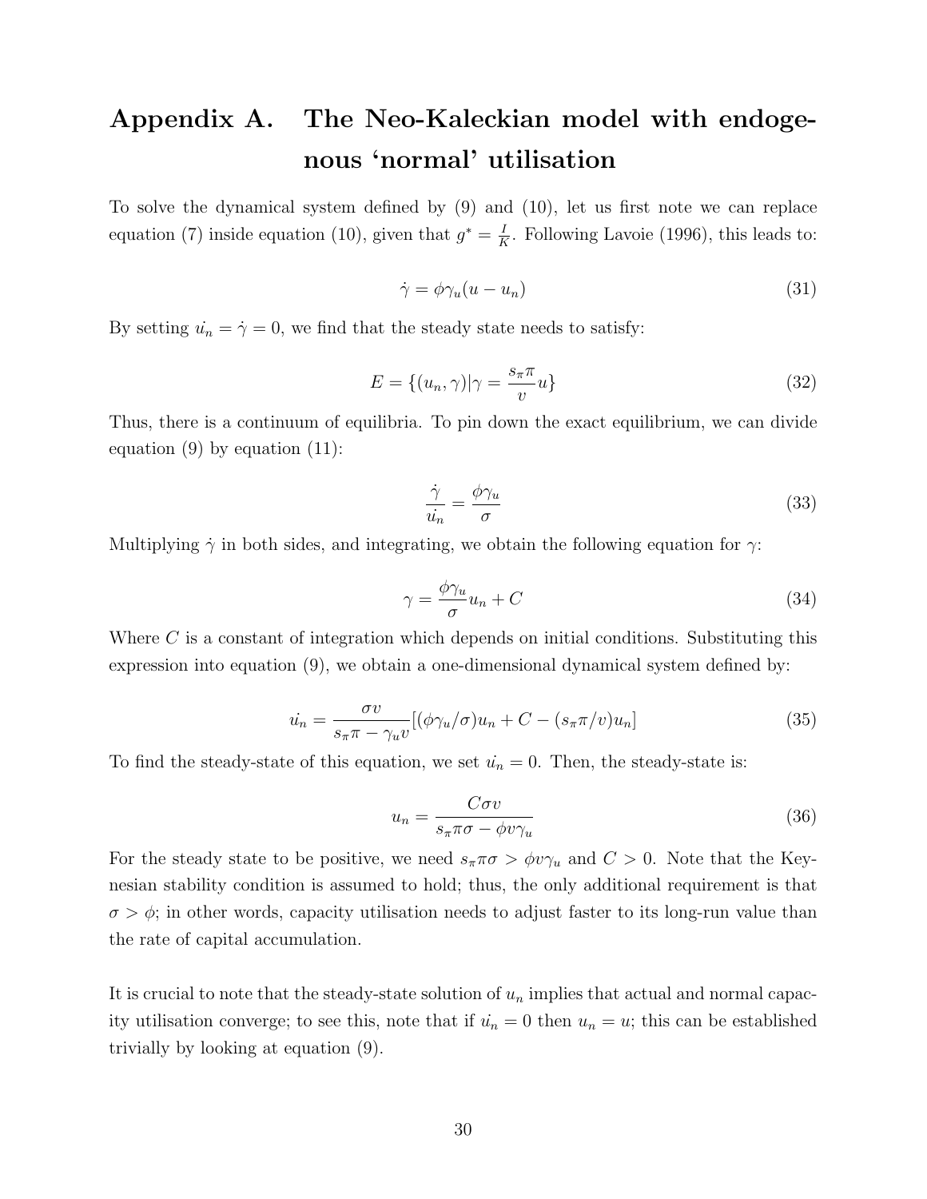# Appendix A. The Neo-Kaleckian model with endogenous 'normal' utilisation

To solve the dynamical system defined by (9) and (10), let us first note we can replace equation (7) inside equation (10), given that $g^* = \frac{I}{K}$. Following Lavoie (1996), this leads to:

$$\dot{\gamma} = \phi\gamma_u(u - u_n) \tag{31}$$

By setting $\dot{u_n} = \dot{\gamma} = 0$, we find that the steady state needs to satisfy:

$$E = \{(u_n, \gamma) | \gamma = \frac{s_\pi \pi}{v} u\} \tag{32}$$

Thus, there is a continuum of equilibria. To pin down the exact equilibrium, we can divide equation (9) by equation (11):

$$\frac{\dot{\gamma}}{\dot{u_n}} = \frac{\phi\gamma_u}{\sigma} \tag{33}$$

Multiplying $\dot{\gamma}$ in both sides, and integrating, we obtain the following equation for $\gamma$:

$$\gamma = \frac{\phi\gamma_u}{\sigma} u_n + C \tag{34}$$

Where $C$ is a constant of integration which depends on initial conditions. Substituting this expression into equation (9), we obtain a one-dimensional dynamical system defined by:

$$\dot{u_n} = \frac{\sigma v}{s_\pi \pi - \gamma_u v}[(\phi\gamma_u/\sigma)u_n + C - (s_\pi \pi/v)u_n] \tag{35}$$

To find the steady-state of this equation, we set $\dot{u_n} = 0$. Then, the steady-state is:

$$u_n = \frac{C\sigma v}{s_\pi \pi \sigma - \phi v \gamma_u} \tag{36}$$

For the steady state to be positive, we need $s_\pi \pi \sigma > \phi v \gamma_u$ and $C > 0$. Note that the Keynesian stability condition is assumed to hold; thus, the only additional requirement is that $\sigma > \phi$; in other words, capacity utilisation needs to adjust faster to its long-run value than the rate of capital accumulation.

It is crucial to note that the steady-state solution of $u_n$ implies that actual and normal capacity utilisation converge; to see this, note that if $\dot{u_n} = 0$ then $u_n = u$; this can be established trivially by looking at equation (9).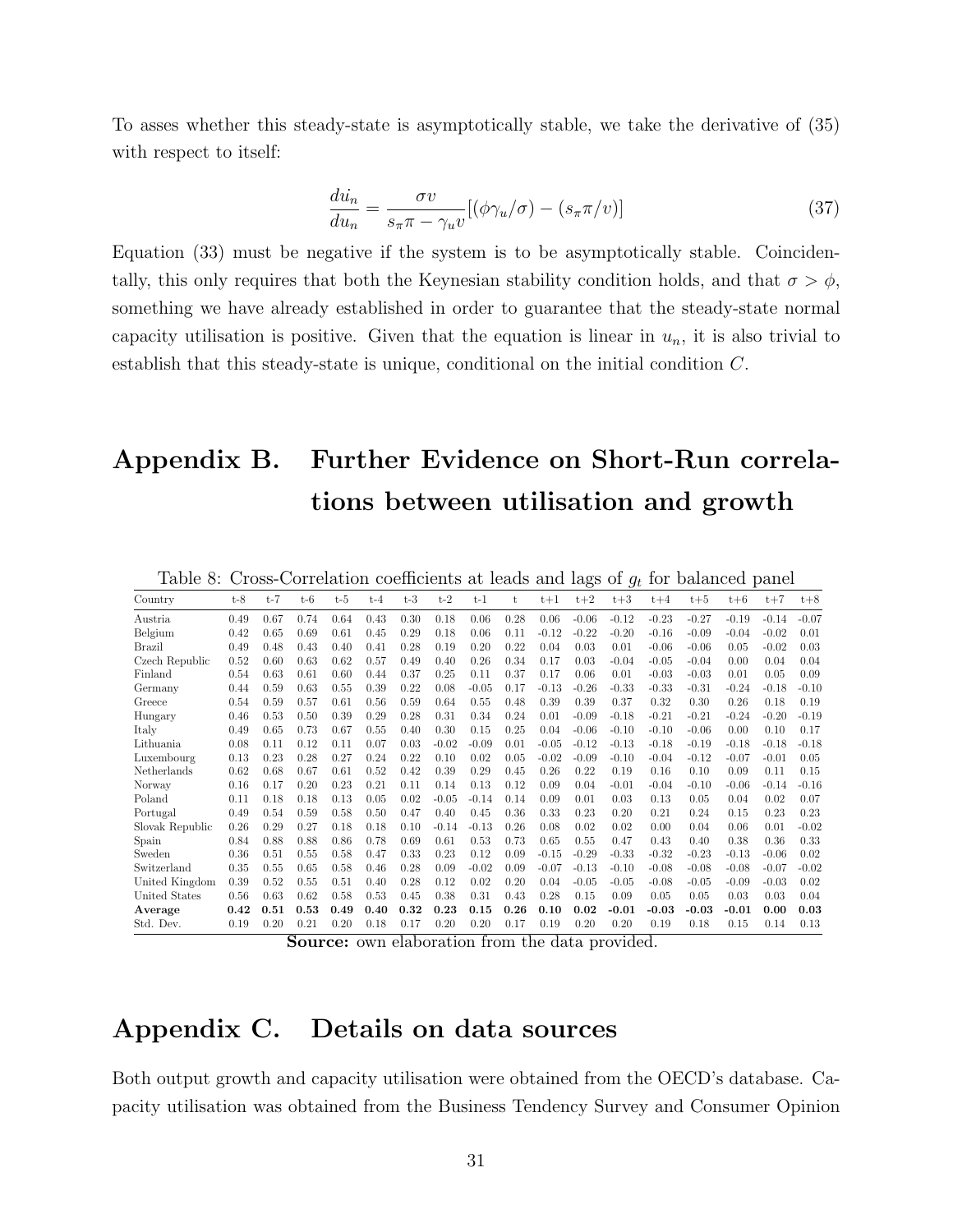To asses whether this steady-state is asymptotically stable, we take the derivative of (35) with respect to itself:

$$\frac{d\dot{u}_n}{du_n} = \frac{\sigma v}{s_\pi \pi - \gamma_u v}[(\phi\gamma_u/\sigma) - (s_\pi \pi/v)] \tag{37}$$

Equation (33) must be negative if the system is to be asymptotically stable. Coincidentally, this only requires that both the Keynesian stability condition holds, and that $\sigma > \phi$, something we have already established in order to guarantee that the steady-state normal capacity utilisation is positive. Given that the equation is linear in $u_n$, it is also trivial to establish that this steady-state is unique, conditional on the initial condition $C$.

# Appendix B. Further Evidence on Short-Run correlations between utilisation and growth

Table 8: Cross-Correlation coefficients at leads and lags of $g_t$ for balanced panel

| Country | t-8 | t-7 | t-6 | t-5 | t-4 | t-3 | t-2 | t-1 | t | t+1 | t+2 | t+3 | t+4 | t+5 | t+6 | t+7 | t+8 |
|---|---|---|---|---|---|---|---|---|---|---|---|---|---|---|---|---|---|
| Austria | 0.49 | 0.67 | 0.74 | 0.64 | 0.43 | 0.30 | 0.18 | 0.06 | 0.28 | 0.06 | -0.06 | -0.12 | -0.23 | -0.27 | -0.19 | -0.14 | -0.07 |
| Belgium | 0.42 | 0.65 | 0.69 | 0.61 | 0.45 | 0.29 | 0.18 | 0.06 | 0.11 | -0.12 | -0.22 | -0.20 | -0.16 | -0.09 | -0.04 | -0.02 | 0.01 |
| Brazil | 0.49 | 0.48 | 0.43 | 0.40 | 0.41 | 0.28 | 0.19 | 0.20 | 0.22 | 0.04 | 0.03 | 0.01 | -0.06 | -0.06 | 0.05 | -0.02 | 0.03 |
| Czech Republic | 0.52 | 0.60 | 0.63 | 0.62 | 0.57 | 0.49 | 0.40 | 0.26 | 0.34 | 0.17 | 0.03 | -0.04 | -0.05 | -0.04 | 0.00 | 0.04 | 0.04 |
| Finland | 0.54 | 0.63 | 0.61 | 0.60 | 0.44 | 0.37 | 0.25 | 0.11 | 0.37 | 0.17 | 0.06 | 0.01 | -0.03 | -0.03 | 0.01 | 0.05 | 0.09 |
| Germany | 0.44 | 0.59 | 0.63 | 0.55 | 0.39 | 0.22 | 0.08 | -0.05 | 0.17 | -0.13 | -0.26 | -0.33 | -0.33 | -0.31 | -0.24 | -0.18 | -0.10 |
| Greece | 0.54 | 0.59 | 0.57 | 0.61 | 0.56 | 0.59 | 0.64 | 0.55 | 0.48 | 0.39 | 0.39 | 0.37 | 0.32 | 0.30 | 0.26 | 0.18 | 0.19 |
| Hungary | 0.46 | 0.53 | 0.50 | 0.39 | 0.29 | 0.28 | 0.31 | 0.34 | 0.24 | 0.01 | -0.09 | -0.18 | -0.21 | -0.21 | -0.24 | -0.20 | -0.19 |
| Italy | 0.49 | 0.65 | 0.73 | 0.67 | 0.55 | 0.40 | 0.30 | 0.15 | 0.25 | 0.04 | -0.06 | -0.10 | -0.10 | -0.06 | 0.00 | 0.10 | 0.17 |
| Lithuania | 0.08 | 0.11 | 0.12 | 0.11 | 0.07 | 0.03 | -0.02 | -0.09 | 0.01 | -0.05 | -0.12 | -0.13 | -0.18 | -0.19 | -0.18 | -0.18 | -0.18 |
| Luxembourg | 0.13 | 0.23 | 0.28 | 0.27 | 0.24 | 0.22 | 0.10 | 0.02 | 0.05 | -0.02 | -0.09 | -0.10 | -0.04 | -0.12 | -0.07 | -0.01 | 0.05 |
| Netherlands | 0.62 | 0.68 | 0.67 | 0.61 | 0.52 | 0.42 | 0.39 | 0.29 | 0.45 | 0.26 | 0.22 | 0.19 | 0.16 | 0.10 | 0.09 | 0.11 | 0.15 |
| Norway | 0.16 | 0.17 | 0.20 | 0.23 | 0.21 | 0.11 | 0.14 | 0.13 | 0.12 | 0.09 | 0.04 | -0.01 | -0.04 | -0.10 | -0.06 | -0.14 | -0.16 |
| Poland | 0.11 | 0.18 | 0.18 | 0.13 | 0.05 | 0.02 | -0.05 | -0.14 | 0.14 | 0.09 | 0.01 | 0.03 | 0.13 | 0.05 | 0.04 | 0.02 | 0.07 |
| Portugal | 0.49 | 0.54 | 0.59 | 0.58 | 0.50 | 0.47 | 0.40 | 0.45 | 0.36 | 0.33 | 0.23 | 0.20 | 0.21 | 0.24 | 0.15 | 0.23 | 0.23 |
| Slovak Republic | 0.26 | 0.29 | 0.27 | 0.18 | 0.18 | 0.10 | -0.14 | -0.13 | 0.26 | 0.08 | 0.02 | 0.02 | 0.00 | 0.04 | 0.06 | 0.01 | -0.02 |
| Spain | 0.84 | 0.88 | 0.88 | 0.86 | 0.78 | 0.69 | 0.61 | 0.53 | 0.73 | 0.65 | 0.55 | 0.47 | 0.43 | 0.40 | 0.38 | 0.36 | 0.33 |
| Sweden | 0.36 | 0.51 | 0.55 | 0.58 | 0.47 | 0.33 | 0.23 | 0.12 | 0.09 | -0.15 | -0.29 | -0.33 | -0.32 | -0.23 | -0.13 | -0.06 | 0.02 |
| Switzerland | 0.35 | 0.55 | 0.65 | 0.58 | 0.46 | 0.28 | 0.09 | -0.02 | 0.09 | -0.07 | -0.13 | -0.10 | -0.08 | -0.08 | -0.08 | -0.07 | -0.02 |
| United Kingdom | 0.39 | 0.52 | 0.55 | 0.51 | 0.40 | 0.28 | 0.12 | 0.02 | 0.20 | 0.04 | -0.05 | -0.05 | -0.08 | -0.05 | -0.09 | -0.03 | 0.02 |
| United States | 0.56 | 0.63 | 0.62 | 0.58 | 0.53 | 0.45 | 0.38 | 0.31 | 0.43 | 0.28 | 0.15 | 0.09 | 0.05 | 0.05 | 0.03 | 0.03 | 0.04 |
| **Average** | **0.42** | **0.51** | **0.53** | **0.49** | **0.40** | **0.32** | **0.23** | **0.15** | **0.26** | **0.10** | **0.02** | **-0.01** | **-0.03** | **-0.03** | **-0.01** | **0.00** | **0.03** |
| Std. Dev. | 0.19 | 0.20 | 0.21 | 0.20 | 0.18 | 0.17 | 0.20 | 0.20 | 0.17 | 0.19 | 0.20 | 0.20 | 0.19 | 0.18 | 0.15 | 0.14 | 0.13 |

**Source:** own elaboration from the data provided.

# Appendix C. Details on data sources

Both output growth and capacity utilisation were obtained from the OECD's database. Capacity utilisation was obtained from the Business Tendency Survey and Consumer Opinion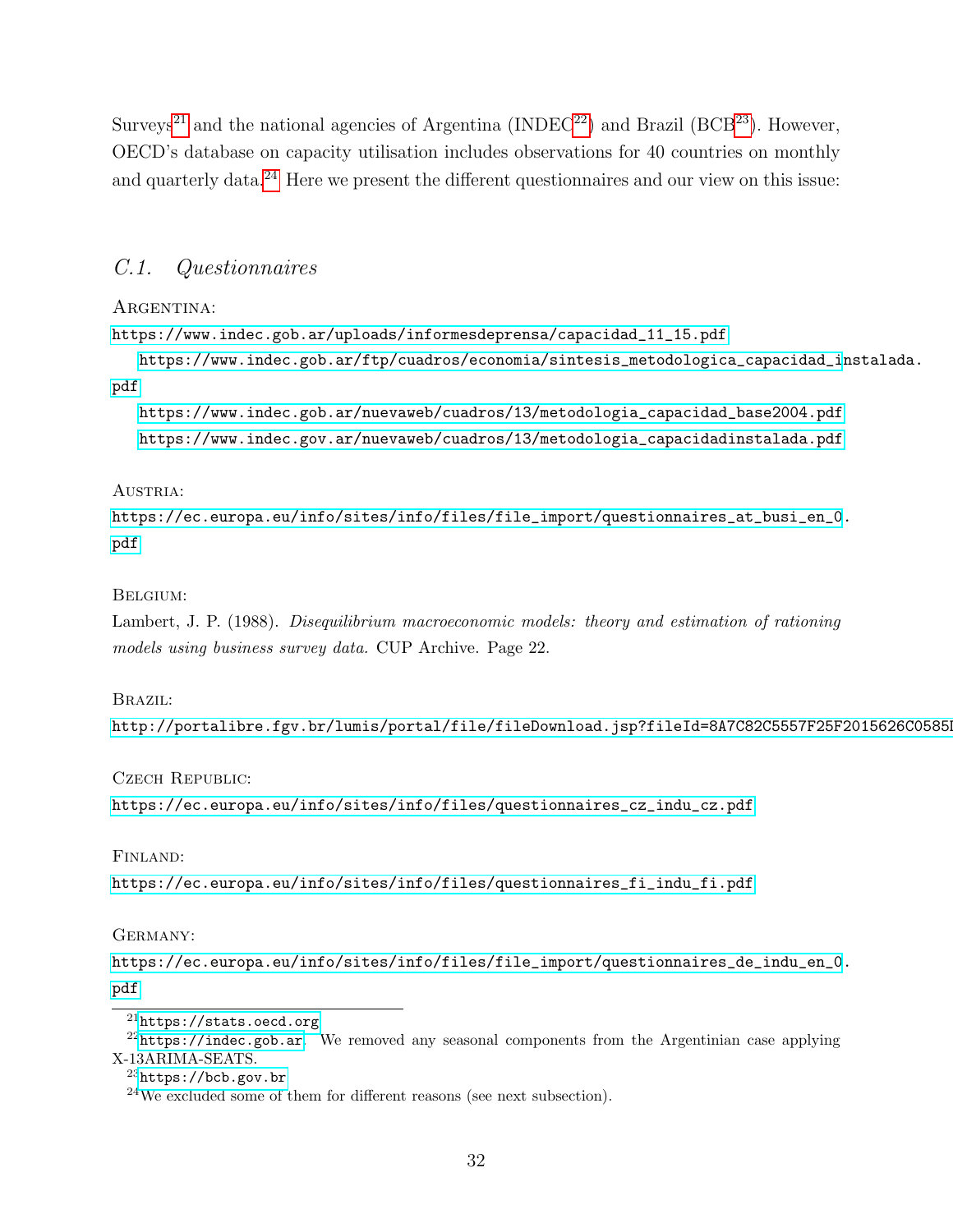Surveys[21] and the national agencies of Argentina (INDEC[22]) and Brazil (BCB[23]). However, OECD's database on capacity utilisation includes observations for 40 countries on monthly and quarterly data.[24] Here we present the different questionnaires and our view on this issue:

## C.1. Questionnaires

Argentina:

https://www.indec.gob.ar/uploads/informesdeprensa/capacidad_11_15.pdf

https://www.indec.gob.ar/ftp/cuadros/economia/sintesis_metodologica_capacidad_instalada.pdf

https://www.indec.gob.ar/nuevaweb/cuadros/13/metodologia_capacidad_base2004.pdf

https://www.indec.gov.ar/nuevaweb/cuadros/13/metodologia_capacidadinstalada.pdf

Austria:

https://ec.europa.eu/info/sites/info/files/file_import/questionnaires_at_busi_en_0.pdf

Belgium:

Lambert, J. P. (1988). *Disequilibrium macroeconomic models: theory and estimation of rationing models using business survey data.* CUP Archive. Page 22.

Brazil:

http://portalibre.fgv.br/lumis/portal/file/fileDownload.jsp?fileId=8A7C82C5557F25F2015626C0585I

Czech Republic:

https://ec.europa.eu/info/sites/info/files/questionnaires_cz_indu_cz.pdf

Finland:

https://ec.europa.eu/info/sites/info/files/questionnaires_fi_indu_fi.pdf

Germany:

https://ec.europa.eu/info/sites/info/files/file_import/questionnaires_de_indu_en_0.pdf

---

[21] https://stats.oecd.org

[22] https://indec.gob.ar. We removed any seasonal components from the Argentinian case applying X-13ARIMA-SEATS.

[23] https://bcb.gov.br

[24] We excluded some of them for different reasons (see next subsection).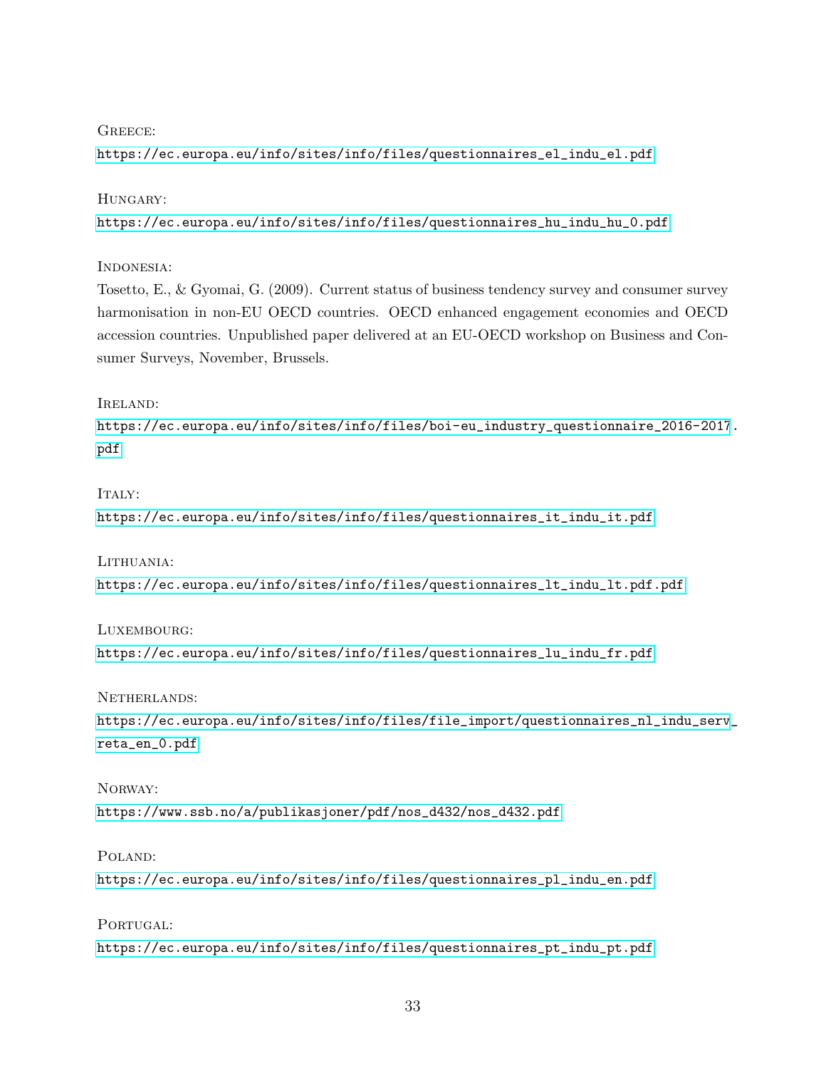Greece:

https://ec.europa.eu/info/sites/info/files/questionnaires_el_indu_el.pdf

Hungary:

https://ec.europa.eu/info/sites/info/files/questionnaires_hu_indu_hu_0.pdf

Indonesia:

Tosetto, E., & Gyomai, G. (2009). Current status of business tendency survey and consumer survey harmonisation in non-EU OECD countries. OECD enhanced engagement economies and OECD accession countries. Unpublished paper delivered at an EU-OECD workshop on Business and Consumer Surveys, November, Brussels.

Ireland:

https://ec.europa.eu/info/sites/info/files/boi-eu_industry_questionnaire_2016-2017.pdf

Italy:

https://ec.europa.eu/info/sites/info/files/questionnaires_it_indu_it.pdf

Lithuania:

https://ec.europa.eu/info/sites/info/files/questionnaires_lt_indu_lt.pdf.pdf

Luxembourg:

https://ec.europa.eu/info/sites/info/files/questionnaires_lu_indu_fr.pdf

Netherlands:

https://ec.europa.eu/info/sites/info/files/file_import/questionnaires_nl_indu_serv_reta_en_0.pdf

Norway:

https://www.ssb.no/a/publikasjoner/pdf/nos_d432/nos_d432.pdf

Poland:

https://ec.europa.eu/info/sites/info/files/questionnaires_pl_indu_en.pdf

Portugal:

https://ec.europa.eu/info/sites/info/files/questionnaires_pt_indu_pt.pdf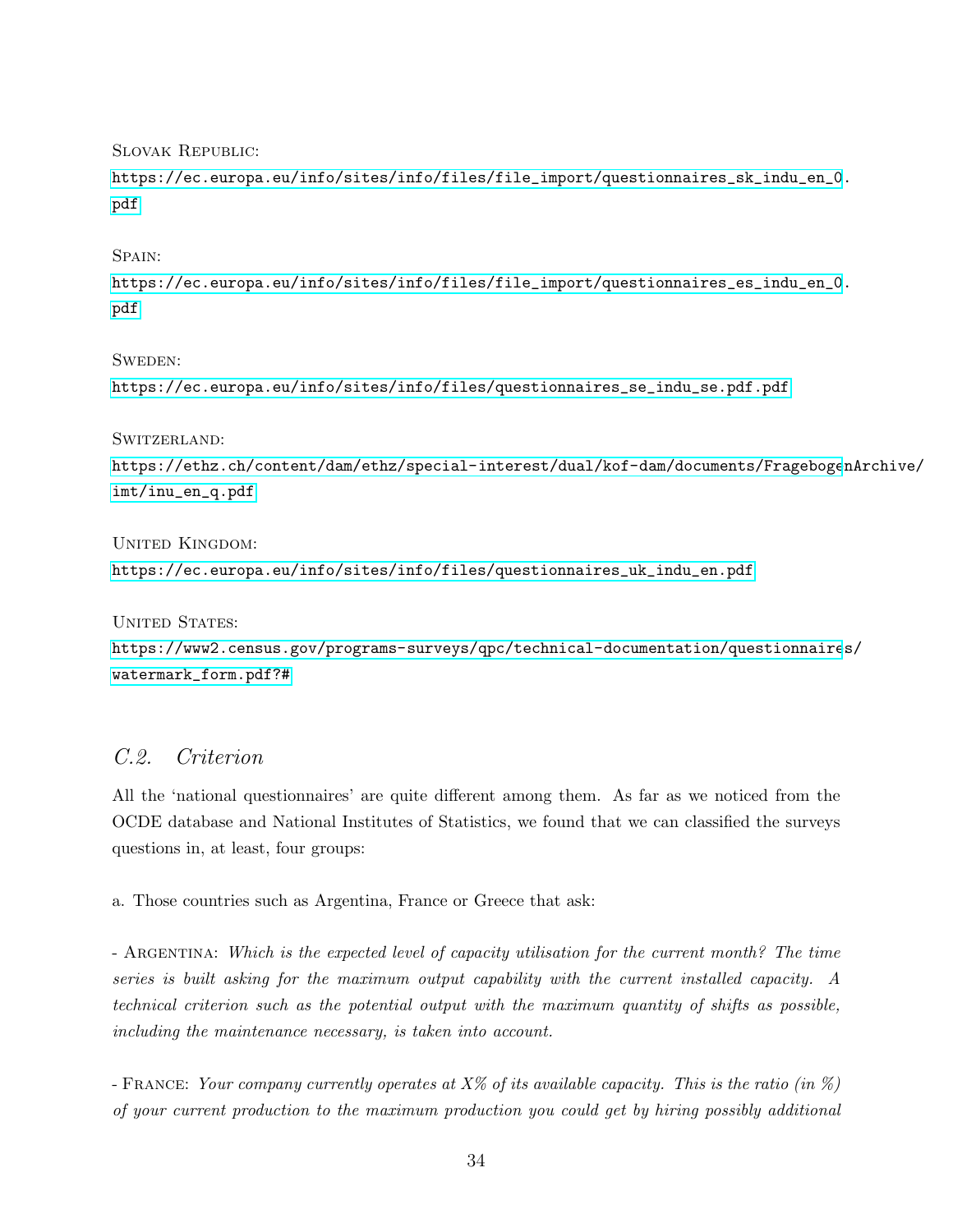Slovak Republic:

https://ec.europa.eu/info/sites/info/files/file_import/questionnaires_sk_indu_en_0.pdf

Spain:

https://ec.europa.eu/info/sites/info/files/file_import/questionnaires_es_indu_en_0.pdf

Sweden:

https://ec.europa.eu/info/sites/info/files/questionnaires_se_indu_se.pdf.pdf

Switzerland:

https://ethz.ch/content/dam/ethz/special-interest/dual/kof-dam/documents/FragebogenArchive/imt/inu_en_q.pdf

United Kingdom:

https://ec.europa.eu/info/sites/info/files/questionnaires_uk_indu_en.pdf

United States:

https://www2.census.gov/programs-surveys/qpc/technical-documentation/questionnaires/watermark_form.pdf?#

## C.2. Criterion

All the 'national questionnaires' are quite different among them. As far as we noticed from the OCDE database and National Institutes of Statistics, we found that we can classified the surveys questions in, at least, four groups:

a. Those countries such as Argentina, France or Greece that ask:

- Argentina: *Which is the expected level of capacity utilisation for the current month? The time series is built asking for the maximum output capability with the current installed capacity. A technical criterion such as the potential output with the maximum quantity of shifts as possible, including the maintenance necessary, is taken into account.*

- France: *Your company currently operates at X% of its available capacity. This is the ratio (in %) of your current production to the maximum production you could get by hiring possibly additional*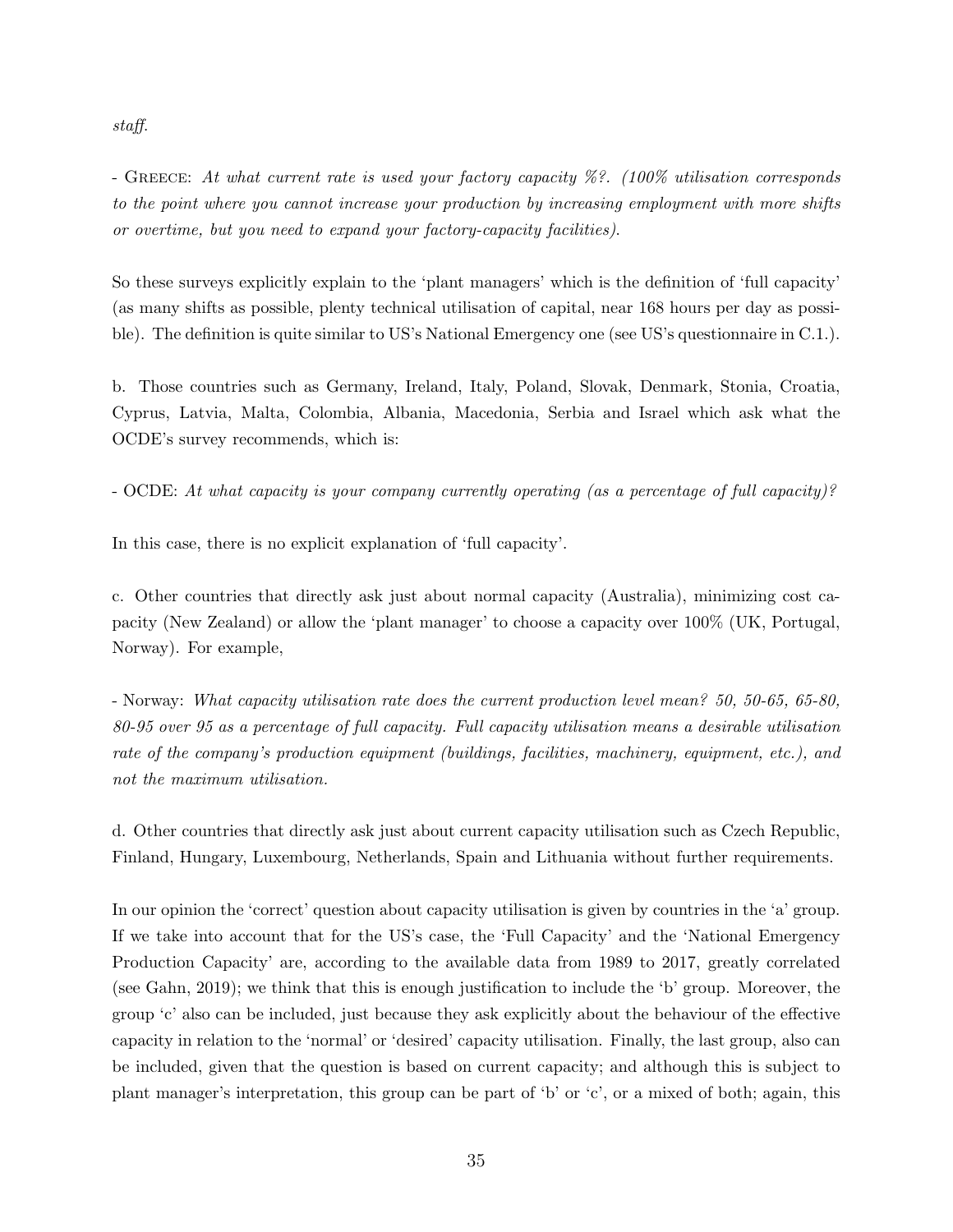*staff.*

- Greece: *At what current rate is used your factory capacity %?. (100% utilisation corresponds to the point where you cannot increase your production by increasing employment with more shifts or overtime, but you need to expand your factory-capacity facilities).*

So these surveys explicitly explain to the 'plant managers' which is the definition of 'full capacity' (as many shifts as possible, plenty technical utilisation of capital, near 168 hours per day as possible). The definition is quite similar to US's National Emergency one (see US's questionnaire in C.1.).

b. Those countries such as Germany, Ireland, Italy, Poland, Slovak, Denmark, Stonia, Croatia, Cyprus, Latvia, Malta, Colombia, Albania, Macedonia, Serbia and Israel which ask what the OCDE's survey recommends, which is:

- OCDE: *At what capacity is your company currently operating (as a percentage of full capacity)?*

In this case, there is no explicit explanation of 'full capacity'.

c. Other countries that directly ask just about normal capacity (Australia), minimizing cost capacity (New Zealand) or allow the 'plant manager' to choose a capacity over 100% (UK, Portugal, Norway). For example,

- Norway: *What capacity utilisation rate does the current production level mean? 50, 50-65, 65-80, 80-95 over 95 as a percentage of full capacity. Full capacity utilisation means a desirable utilisation rate of the company's production equipment (buildings, facilities, machinery, equipment, etc.), and not the maximum utilisation.*

d. Other countries that directly ask just about current capacity utilisation such as Czech Republic, Finland, Hungary, Luxembourg, Netherlands, Spain and Lithuania without further requirements.

In our opinion the 'correct' question about capacity utilisation is given by countries in the 'a' group. If we take into account that for the US's case, the 'Full Capacity' and the 'National Emergency Production Capacity' are, according to the available data from 1989 to 2017, greatly correlated (see Gahn, 2019); we think that this is enough justification to include the 'b' group. Moreover, the group 'c' also can be included, just because they ask explicitly about the behaviour of the effective capacity in relation to the 'normal' or 'desired' capacity utilisation. Finally, the last group, also can be included, given that the question is based on current capacity; and although this is subject to plant manager's interpretation, this group can be part of 'b' or 'c', or a mixed of both; again, this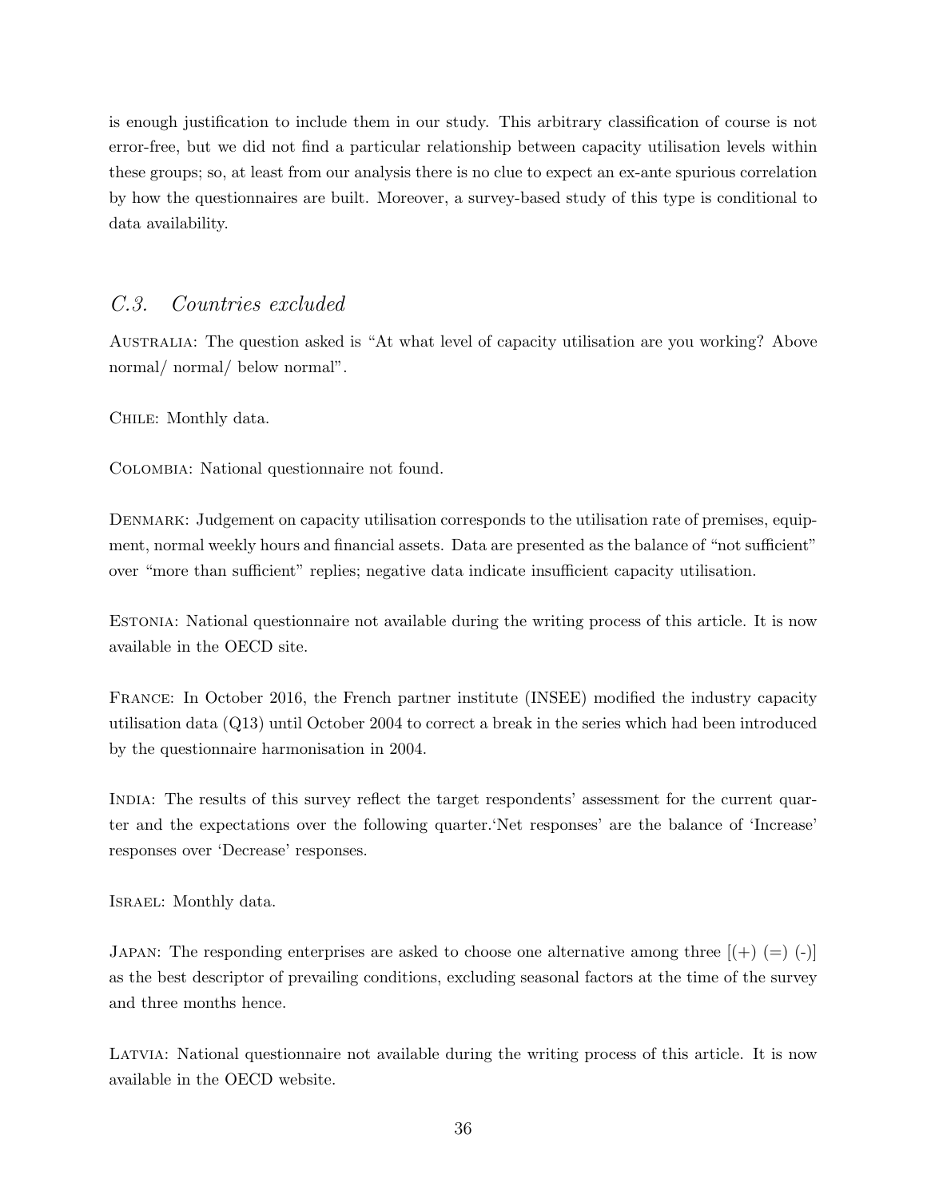is enough justification to include them in our study. This arbitrary classification of course is not error-free, but we did not find a particular relationship between capacity utilisation levels within these groups; so, at least from our analysis there is no clue to expect an ex-ante spurious correlation by how the questionnaires are built. Moreover, a survey-based study of this type is conditional to data availability.

### *C.3. Countries excluded*

Australia: The question asked is "At what level of capacity utilisation are you working? Above normal/ normal/ below normal".

Chile: Monthly data.

Colombia: National questionnaire not found.

Denmark: Judgement on capacity utilisation corresponds to the utilisation rate of premises, equipment, normal weekly hours and financial assets. Data are presented as the balance of "not sufficient" over "more than sufficient" replies; negative data indicate insufficient capacity utilisation.

Estonia: National questionnaire not available during the writing process of this article. It is now available in the OECD site.

France: In October 2016, the French partner institute (INSEE) modified the industry capacity utilisation data (Q13) until October 2004 to correct a break in the series which had been introduced by the questionnaire harmonisation in 2004.

India: The results of this survey reflect the target respondents' assessment for the current quarter and the expectations over the following quarter.'Net responses' are the balance of 'Increase' responses over 'Decrease' responses.

Israel: Monthly data.

Japan: The responding enterprises are asked to choose one alternative among three [(+) (=) (-)] as the best descriptor of prevailing conditions, excluding seasonal factors at the time of the survey and three months hence.

Latvia: National questionnaire not available during the writing process of this article. It is now available in the OECD website.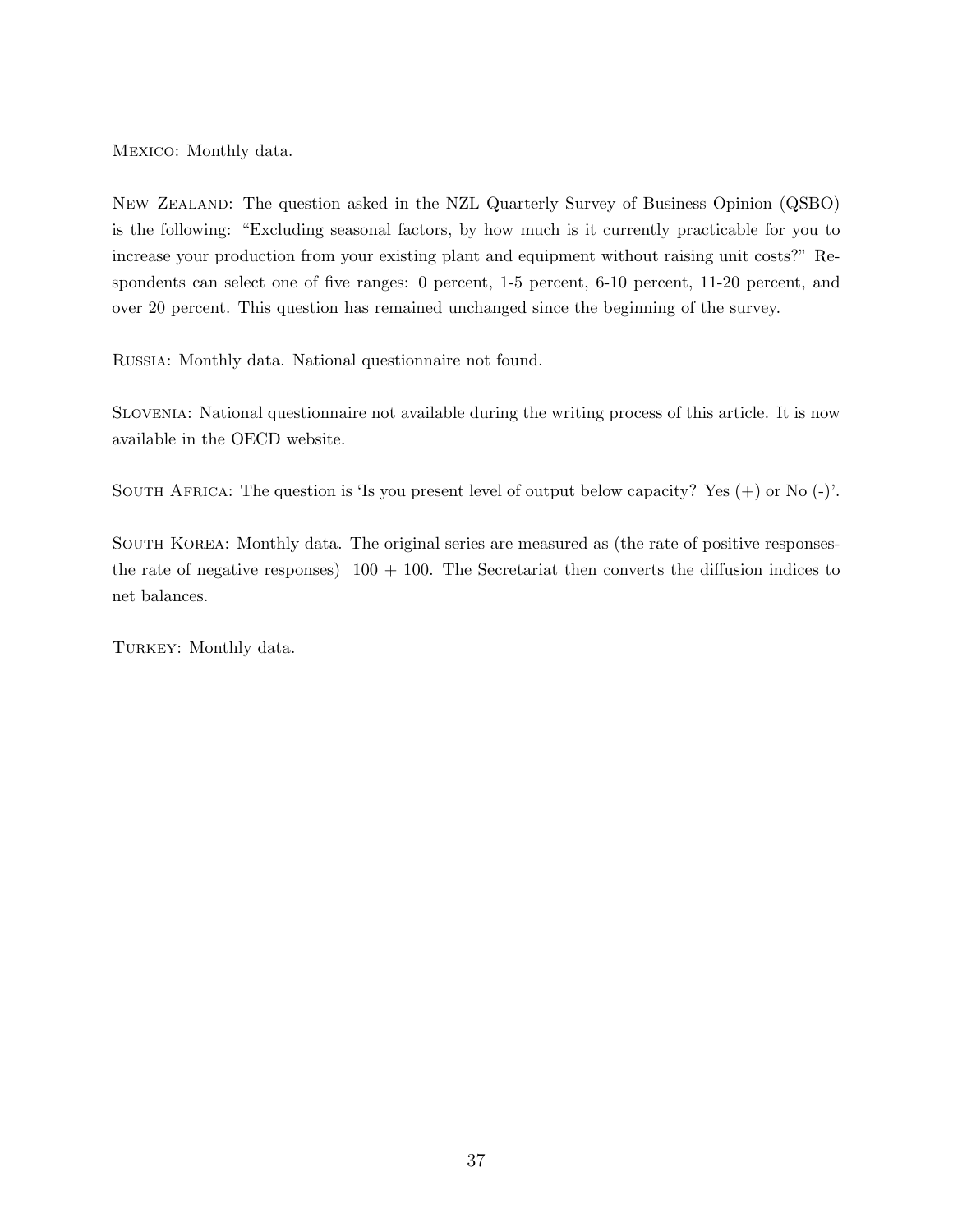Mexico: Monthly data.

New Zealand: The question asked in the NZL Quarterly Survey of Business Opinion (QSBO) is the following: "Excluding seasonal factors, by how much is it currently practicable for you to increase your production from your existing plant and equipment without raising unit costs?" Respondents can select one of five ranges: 0 percent, 1-5 percent, 6-10 percent, 11-20 percent, and over 20 percent. This question has remained unchanged since the beginning of the survey.

Russia: Monthly data. National questionnaire not found.

Slovenia: National questionnaire not available during the writing process of this article. It is now available in the OECD website.

South Africa: The question is 'Is you present level of output below capacity? Yes (+) or No (-)'.

South Korea: Monthly data. The original series are measured as (the rate of positive responses-the rate of negative responses)  100 + 100. The Secretariat then converts the diffusion indices to net balances.

Turkey: Monthly data.